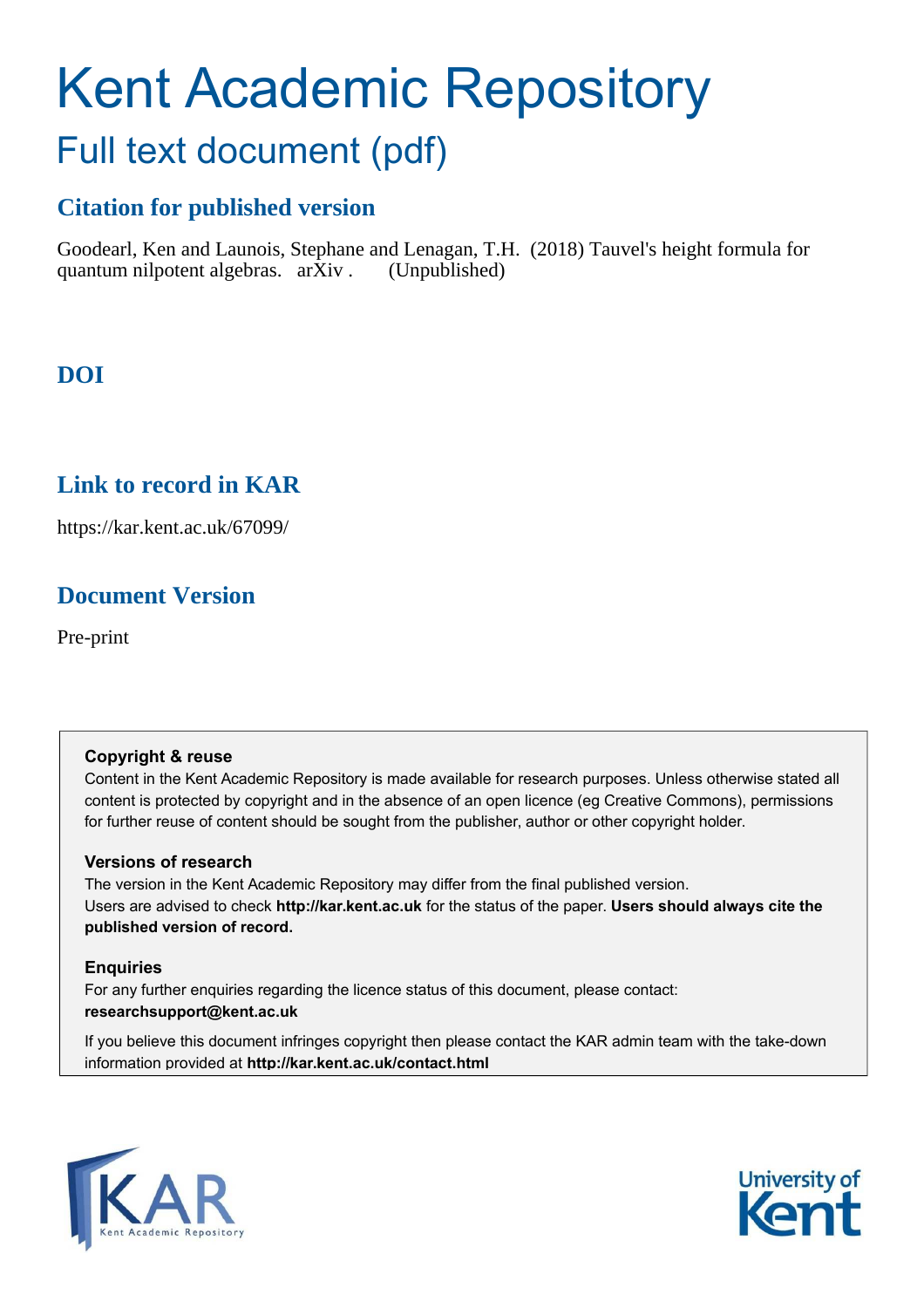# Kent Academic Repository

## Full text document (pdf)

### Citation for published version

Goodearl, Ken and Launois, Stephane and Lenagan, T.H. (2018) Tauvel's height formula for quantum nilpotent algebras. arXiv . (Unpublished)

### DOI

### Link to record in KAR

https://kar.kent.ac.uk/67099/

### Document Version

Pre-print

**Copyright & reuse**

Content in the Kent Academic Repository is made available for research purposes. Unless otherwise stated all content is protected by copyright and in the absence of an open licence (eg Creative Commons), permissions for further reuse of content should be sought from the publisher, author or other copyright holder.

**Versions of research**

The version in the Kent Academic Repository may differ from the final published version. Users are advised to check **http://kar.kent.ac.uk** for the status of the paper. **Users should always cite the published version of record.**

**Enquiries**

For any further enquiries regarding the licence status of this document, please contact: **researchsupport@kent.ac.uk**

If you believe this document infringes copyright then please contact the KAR admin team with the take-down information provided at **http://kar.kent.ac.uk/contact.html**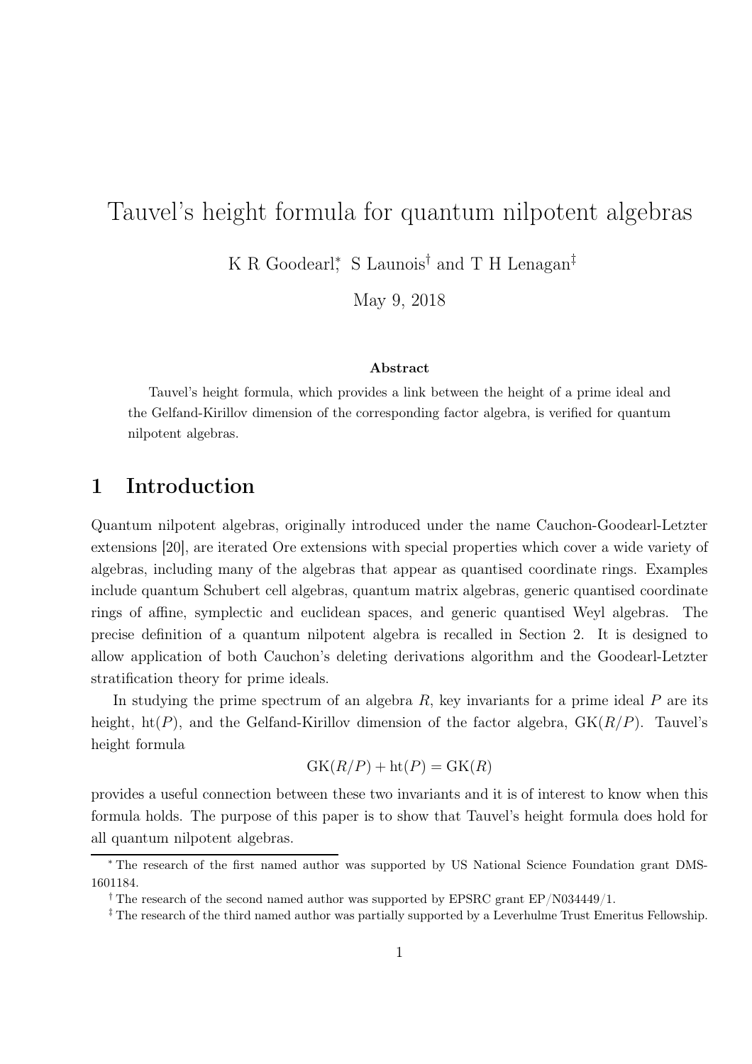# Tauvel's height formula for quantum nilpotent algebras

K R Goodearl[*], S Launois[†] and T H Lenagan[‡]

May 9, 2018

**Abstract**

Tauvel's height formula, which provides a link between the height of a prime ideal and the Gelfand-Kirillov dimension of the corresponding factor algebra, is verified for quantum nilpotent algebras.

## 1 Introduction

Quantum nilpotent algebras, originally introduced under the name Cauchon-Goodearl-Letzter extensions [20], are iterated Ore extensions with special properties which cover a wide variety of algebras, including many of the algebras that appear as quantised coordinate rings. Examples include quantum Schubert cell algebras, quantum matrix algebras, generic quantised coordinate rings of affine, symplectic and euclidean spaces, and generic quantised Weyl algebras. The precise definition of a quantum nilpotent algebra is recalled in Section 2. It is designed to allow application of both Cauchon's deleting derivations algorithm and the Goodearl-Letzter stratification theory for prime ideals.

In studying the prime spectrum of an algebra $R$, key invariants for a prime ideal $P$ are its height, $\mathrm{ht}(P)$, and the Gelfand-Kirillov dimension of the factor algebra, $\mathrm{GK}(R/P)$. Tauvel's height formula

$$\mathrm{GK}(R/P) + \mathrm{ht}(P) = \mathrm{GK}(R)$$

provides a useful connection between these two invariants and it is of interest to know when this formula holds. The purpose of this paper is to show that Tauvel's height formula does hold for all quantum nilpotent algebras.

[*] The research of the first named author was supported by US National Science Foundation grant DMS-1601184.

[†] The research of the second named author was supported by EPSRC grant EP/N034449/1.

[‡] The research of the third named author was partially supported by a Leverhulme Trust Emeritus Fellowship.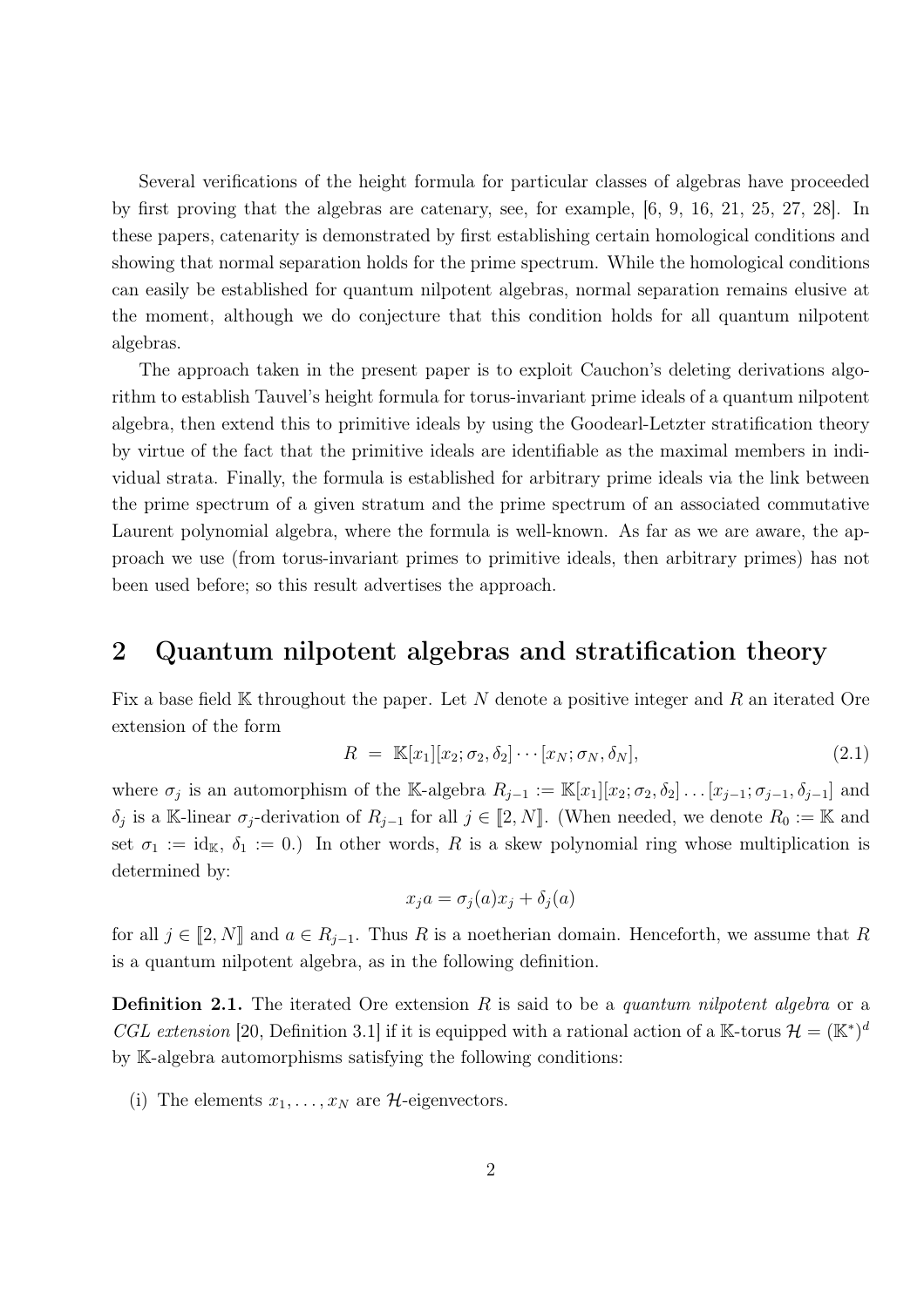Several verifications of the height formula for particular classes of algebras have proceeded by first proving that the algebras are catenary, see, for example, [6, 9, 16, 21, 25, 27, 28]. In these papers, catenarity is demonstrated by first establishing certain homological conditions and showing that normal separation holds for the prime spectrum. While the homological conditions can easily be established for quantum nilpotent algebras, normal separation remains elusive at the moment, although we do conjecture that this condition holds for all quantum nilpotent algebras.

The approach taken in the present paper is to exploit Cauchon's deleting derivations algorithm to establish Tauvel's height formula for torus-invariant prime ideals of a quantum nilpotent algebra, then extend this to primitive ideals by using the Goodearl-Letzter stratification theory by virtue of the fact that the primitive ideals are identifiable as the maximal members in individual strata. Finally, the formula is established for arbitrary prime ideals via the link between the prime spectrum of a given stratum and the prime spectrum of an associated commutative Laurent polynomial algebra, where the formula is well-known. As far as we are aware, the approach we use (from torus-invariant primes to primitive ideals, then arbitrary primes) has not been used before; so this result advertises the approach.

## 2 Quantum nilpotent algebras and stratification theory

Fix a base field $\mathbb{K}$ throughout the paper. Let $N$ denote a positive integer and $R$ an iterated Ore extension of the form

$$R \;=\; \mathbb{K}[x_1][x_2;\sigma_2,\delta_2]\cdots[x_N;\sigma_N,\delta_N], \tag{2.1}$$

where $\sigma_j$ is an automorphism of the $\mathbb{K}$-algebra $R_{j-1} := \mathbb{K}[x_1][x_2;\sigma_2,\delta_2]\ldots[x_{j-1};\sigma_{j-1},\delta_{j-1}]$ and $\delta_j$ is a $\mathbb{K}$-linear $\sigma_j$-derivation of $R_{j-1}$ for all $j \in [\![2, N]\!]$. (When needed, we denote $R_0 := \mathbb{K}$ and set $\sigma_1 := \mathrm{id}_{\mathbb{K}}$, $\delta_1 := 0$.) In other words, $R$ is a skew polynomial ring whose multiplication is determined by:

$$x_j a = \sigma_j(a)x_j + \delta_j(a)$$

for all $j \in [\![2, N]\!]$ and $a \in R_{j-1}$. Thus $R$ is a noetherian domain. Henceforth, we assume that $R$ is a quantum nilpotent algebra, as in the following definition.

**Definition 2.1.** The iterated Ore extension $R$ is said to be a *quantum nilpotent algebra* or a *CGL extension* [20, Definition 3.1] if it is equipped with a rational action of a $\mathbb{K}$-torus $\mathcal{H} = (\mathbb{K}^*)^d$ by $\mathbb{K}$-algebra automorphisms satisfying the following conditions:

(i) The elements $x_1, \ldots, x_N$ are $\mathcal{H}$-eigenvectors.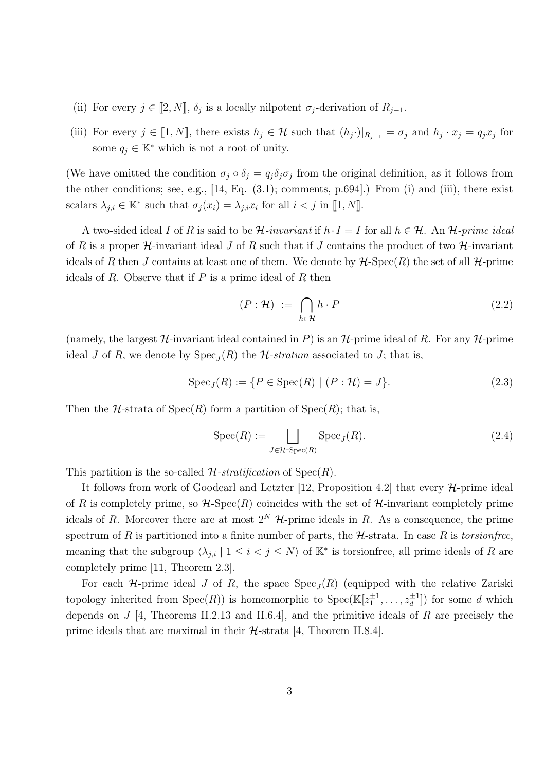(ii) For every $j \in \llbracket 2, N \rrbracket$, $\delta_j$ is a locally nilpotent $\sigma_j$-derivation of $R_{j-1}$.

(iii) For every $j \in \llbracket 1, N \rrbracket$, there exists $h_j \in \mathcal{H}$ such that $(h_j \cdot)|_{R_{j-1}} = \sigma_j$ and $h_j \cdot x_j = q_j x_j$ for some $q_j \in \mathbb{K}^*$ which is not a root of unity.

(We have omitted the condition $\sigma_j \circ \delta_j = q_j \delta_j \sigma_j$ from the original definition, as it follows from the other conditions; see, e.g., [14, Eq. (3.1); comments, p.694].) From (i) and (iii), there exist scalars $\lambda_{j,i} \in \mathbb{K}^*$ such that $\sigma_j(x_i) = \lambda_{j,i} x_i$ for all $i < j$ in $\llbracket 1, N \rrbracket$.

A two-sided ideal $I$ of $R$ is said to be *$\mathcal{H}$-invariant* if $h \cdot I = I$ for all $h \in \mathcal{H}$. An *$\mathcal{H}$-prime ideal* of $R$ is a proper $\mathcal{H}$-invariant ideal $J$ of $R$ such that if $J$ contains the product of two $\mathcal{H}$-invariant ideals of $R$ then $J$ contains at least one of them. We denote by $\mathcal{H}\text{-Spec}(R)$ the set of all $\mathcal{H}$-prime ideals of $R$. Observe that if $P$ is a prime ideal of $R$ then

$$(P : \mathcal{H}) := \bigcap_{h \in \mathcal{H}} h \cdot P \tag{2.2}$$

(namely, the largest $\mathcal{H}$-invariant ideal contained in $P$) is an $\mathcal{H}$-prime ideal of $R$. For any $\mathcal{H}$-prime ideal $J$ of $R$, we denote by $\mathrm{Spec}_J(R)$ the *$\mathcal{H}$-stratum* associated to $J$; that is,

$$\mathrm{Spec}_J(R) := \{P \in \mathrm{Spec}(R) \mid (P : \mathcal{H}) = J\}. \tag{2.3}$$

Then the $\mathcal{H}$-strata of $\mathrm{Spec}(R)$ form a partition of $\mathrm{Spec}(R)$; that is,

$$\mathrm{Spec}(R) := \bigsqcup_{J \in \mathcal{H}\text{-}\mathrm{Spec}(R)} \mathrm{Spec}_J(R). \tag{2.4}$$

This partition is the so-called *$\mathcal{H}$-stratification* of $\mathrm{Spec}(R)$.

It follows from work of Goodearl and Letzter [12, Proposition 4.2] that every $\mathcal{H}$-prime ideal of $R$ is completely prime, so $\mathcal{H}\text{-Spec}(R)$ coincides with the set of $\mathcal{H}$-invariant completely prime ideals of $R$. Moreover there are at most $2^N$ $\mathcal{H}$-prime ideals in $R$. As a consequence, the prime spectrum of $R$ is partitioned into a finite number of parts, the $\mathcal{H}$-strata. In case $R$ is *torsionfree*, meaning that the subgroup $\langle \lambda_{j,i} \mid 1 \leq i < j \leq N \rangle$ of $\mathbb{K}^*$ is torsionfree, all prime ideals of $R$ are completely prime [11, Theorem 2.3].

For each $\mathcal{H}$-prime ideal $J$ of $R$, the space $\mathrm{Spec}_J(R)$ (equipped with the relative Zariski topology inherited from $\mathrm{Spec}(R)$) is homeomorphic to $\mathrm{Spec}(\mathbb{K}[z_1^{\pm 1}, \ldots, z_d^{\pm 1}])$ for some $d$ which depends on $J$ [4, Theorems II.2.13 and II.6.4], and the primitive ideals of $R$ are precisely the prime ideals that are maximal in their $\mathcal{H}$-strata [4, Theorem II.8.4].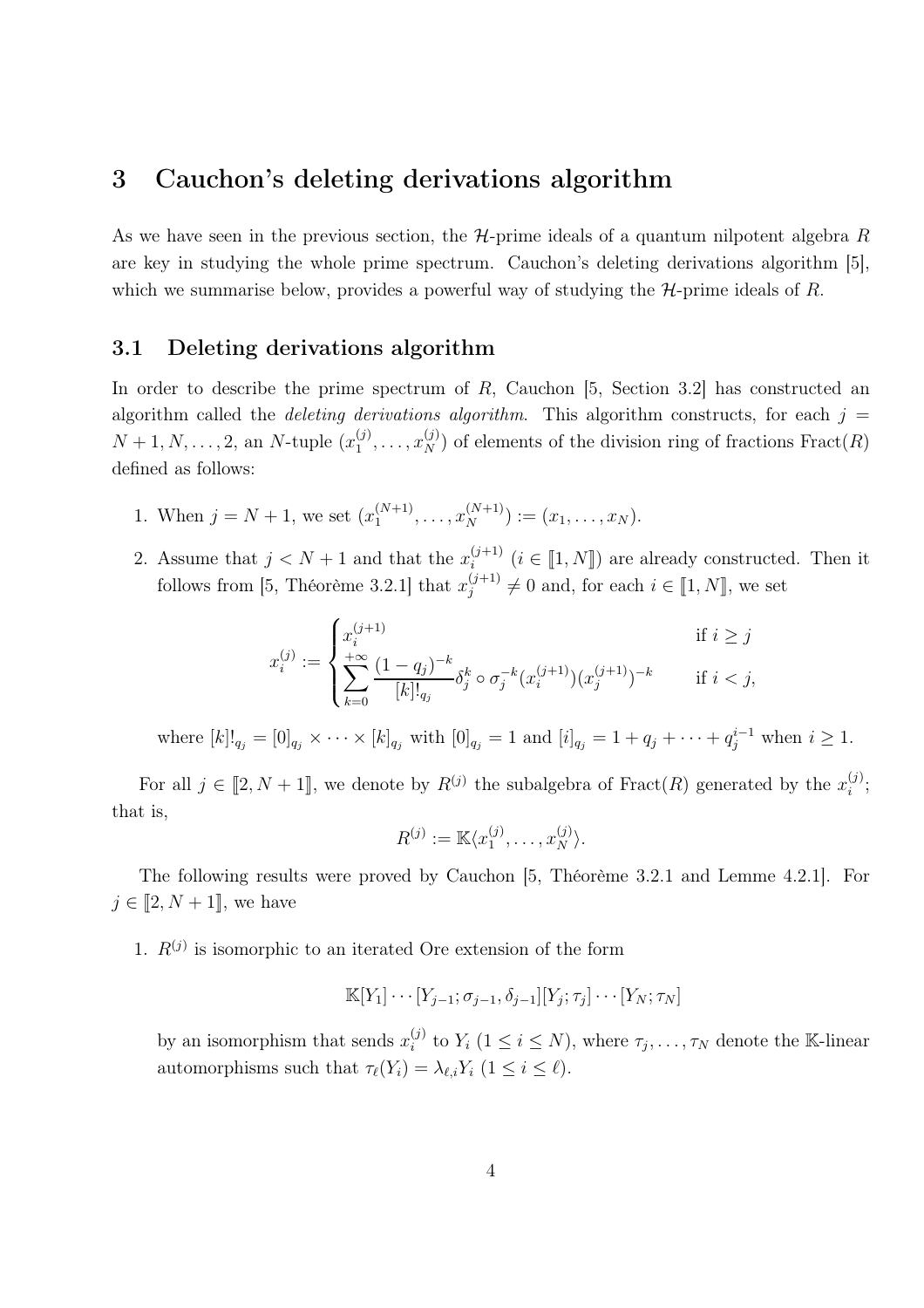# 3 Cauchon's deleting derivations algorithm

As we have seen in the previous section, the $\mathcal{H}$-prime ideals of a quantum nilpotent algebra $R$ are key in studying the whole prime spectrum. Cauchon's deleting derivations algorithm [5], which we summarise below, provides a powerful way of studying the $\mathcal{H}$-prime ideals of $R$.

## 3.1 Deleting derivations algorithm

In order to describe the prime spectrum of $R$, Cauchon [5, Section 3.2] has constructed an algorithm called the *deleting derivations algorithm*. This algorithm constructs, for each $j = N+1, N, \dots, 2$, an $N$-tuple $(x_1^{(j)}, \dots, x_N^{(j)})$ of elements of the division ring of fractions $\mathrm{Fract}(R)$ defined as follows:

1. When $j = N+1$, we set $(x_1^{(N+1)}, \dots, x_N^{(N+1)}) := (x_1, \dots, x_N)$.
2. Assume that $j < N+1$ and that the $x_i^{(j+1)}$ ($i \in [\![1, N]\!]$) are already constructed. Then it follows from [5, Théorème 3.2.1] that $x_j^{(j+1)} \neq 0$ and, for each $i \in [\![1, N]\!]$, we set

$$x_i^{(j)} := \begin{cases} x_i^{(j+1)} & \text{if } i \geq j \\ \displaystyle\sum_{k=0}^{+\infty} \frac{(1-q_j)^{-k}}{[k]!_{q_j}} \delta_j^k \circ \sigma_j^{-k}(x_i^{(j+1)})(x_j^{(j+1)})^{-k} & \text{if } i < j, \end{cases}$$

where $[k]!_{q_j} = [0]_{q_j} \times \cdots \times [k]_{q_j}$ with $[0]_{q_j} = 1$ and $[i]_{q_j} = 1 + q_j + \cdots + q_j^{i-1}$ when $i \geq 1$.

For all $j \in [\![2, N+1]\!]$, we denote by $R^{(j)}$ the subalgebra of $\mathrm{Fract}(R)$ generated by the $x_i^{(j)}$; that is,

$$R^{(j)} := \mathbb{K}\langle x_1^{(j)}, \dots, x_N^{(j)} \rangle.$$

The following results were proved by Cauchon [5, Théorème 3.2.1 and Lemme 4.2.1]. For $j \in [\![2, N+1]\!]$, we have

1. $R^{(j)}$ is isomorphic to an iterated Ore extension of the form

$$\mathbb{K}[Y_1] \cdots [Y_{j-1}; \sigma_{j-1}, \delta_{j-1}][Y_j; \tau_j] \cdots [Y_N; \tau_N]$$

by an isomorphism that sends $x_i^{(j)}$ to $Y_i$ ($1 \leq i \leq N$), where $\tau_j, \dots, \tau_N$ denote the $\mathbb{K}$-linear automorphisms such that $\tau_\ell(Y_i) = \lambda_{\ell,i} Y_i$ ($1 \leq i \leq \ell$).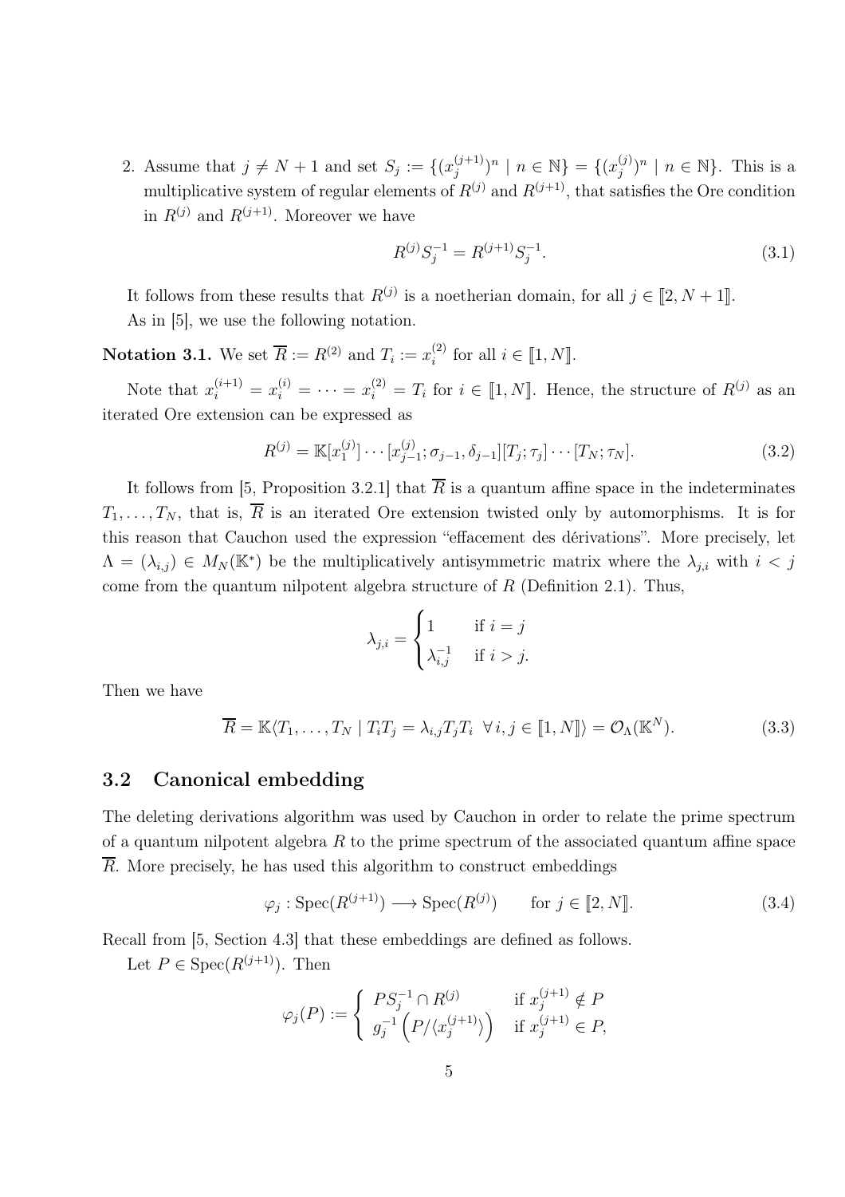2. Assume that $j \neq N+1$ and set $S_j := \{(x_j^{(j+1)})^n \mid n \in \mathbb{N}\} = \{(x_j^{(j)})^n \mid n \in \mathbb{N}\}$. This is a multiplicative system of regular elements of $R^{(j)}$ and $R^{(j+1)}$, that satisfies the Ore condition in $R^{(j)}$ and $R^{(j+1)}$. Moreover we have

$$R^{(j)} S_j^{-1} = R^{(j+1)} S_j^{-1}. \tag{3.1}$$

It follows from these results that $R^{(j)}$ is a noetherian domain, for all $j \in [\![2, N+1]\!]$.

As in [5], we use the following notation.

**Notation 3.1.** We set $\overline{R} := R^{(2)}$ and $T_i := x_i^{(2)}$ for all $i \in [\![1, N]\!]$.

Note that $x_i^{(i+1)} = x_i^{(i)} = \cdots = x_i^{(2)} = T_i$ for $i \in [\![1, N]\!]$. Hence, the structure of $R^{(j)}$ as an iterated Ore extension can be expressed as

$$R^{(j)} = \mathbb{K}[x_1^{(j)}] \cdots [x_{j-1}^{(j)}; \sigma_{j-1}, \delta_{j-1}][T_j; \tau_j] \cdots [T_N; \tau_N]. \tag{3.2}$$

It follows from [5, Proposition 3.2.1] that $\overline{R}$ is a quantum affine space in the indeterminates $T_1, \ldots, T_N$, that is, $\overline{R}$ is an iterated Ore extension twisted only by automorphisms. It is for this reason that Cauchon used the expression "effacement des dérivations". More precisely, let $\Lambda = (\lambda_{i,j}) \in M_N(\mathbb{K}^*)$ be the multiplicatively antisymmetric matrix where the $\lambda_{j,i}$ with $i < j$ come from the quantum nilpotent algebra structure of $R$ (Definition 2.1). Thus,

$$\lambda_{j,i} = \begin{cases} 1 & \text{if } i = j \\ \lambda_{i,j}^{-1} & \text{if } i > j. \end{cases}$$

Then we have

$$\overline{R} = \mathbb{K}\langle T_1, \ldots, T_N \mid T_i T_j = \lambda_{i,j} T_j T_i \ \ \forall\, i, j \in [\![1, N]\!]\rangle = \mathcal{O}_\Lambda(\mathbb{K}^N). \tag{3.3}$$

## 3.2 Canonical embedding

The deleting derivations algorithm was used by Cauchon in order to relate the prime spectrum of a quantum nilpotent algebra $R$ to the prime spectrum of the associated quantum affine space $\overline{R}$. More precisely, he has used this algorithm to construct embeddings

$$\varphi_j : \operatorname{Spec}(R^{(j+1)}) \longrightarrow \operatorname{Spec}(R^{(j)}) \qquad \text{for } j \in [\![2, N]\!]. \tag{3.4}$$

Recall from [5, Section 4.3] that these embeddings are defined as follows.

Let $P \in \operatorname{Spec}(R^{(j+1)})$. Then

$$\varphi_j(P) := \begin{cases} P S_j^{-1} \cap R^{(j)} & \text{if } x_j^{(j+1)} \notin P \\ g_j^{-1}\left(P / \langle x_j^{(j+1)} \rangle\right) & \text{if } x_j^{(j+1)} \in P, \end{cases}$$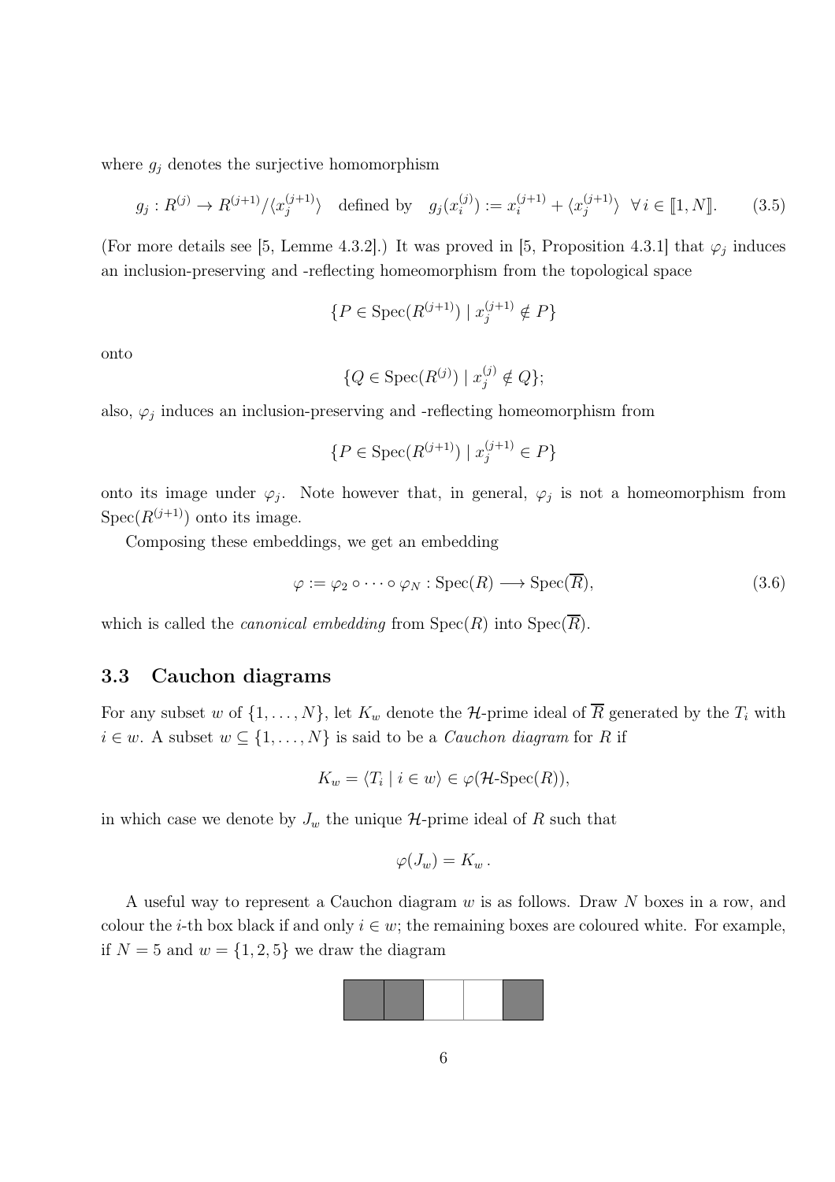where $g_j$ denotes the surjective homomorphism

$$g_j : R^{(j)} \to R^{(j+1)}/\langle x_j^{(j+1)} \rangle \quad \text{defined by} \quad g_j(x_i^{(j)}) := x_i^{(j+1)} + \langle x_j^{(j+1)} \rangle \ \ \forall\, i \in [\![1, N]\!]. \tag{3.5}$$

(For more details see [5, Lemme 4.3.2].) It was proved in [5, Proposition 4.3.1] that $\varphi_j$ induces an inclusion-preserving and -reflecting homeomorphism from the topological space

$$\{P \in \mathrm{Spec}(R^{(j+1)}) \mid x_j^{(j+1)} \notin P\}$$

onto

$$\{Q \in \mathrm{Spec}(R^{(j)}) \mid x_j^{(j)} \notin Q\};$$

also, $\varphi_j$ induces an inclusion-preserving and -reflecting homeomorphism from

$$\{P \in \mathrm{Spec}(R^{(j+1)}) \mid x_j^{(j+1)} \in P\}$$

onto its image under $\varphi_j$. Note however that, in general, $\varphi_j$ is not a homeomorphism from $\mathrm{Spec}(R^{(j+1)})$ onto its image.

Composing these embeddings, we get an embedding

$$\varphi := \varphi_2 \circ \cdots \circ \varphi_N : \mathrm{Spec}(R) \longrightarrow \mathrm{Spec}(\overline{R}), \tag{3.6}$$

which is called the *canonical embedding* from $\mathrm{Spec}(R)$ into $\mathrm{Spec}(\overline{R})$.

### 3.3 Cauchon diagrams

For any subset $w$ of $\{1, \ldots, N\}$, let $K_w$ denote the $\mathcal{H}$-prime ideal of $\overline{R}$ generated by the $T_i$ with $i \in w$. A subset $w \subseteq \{1, \ldots, N\}$ is said to be a *Cauchon diagram* for $R$ if

$$K_w = \langle T_i \mid i \in w \rangle \in \varphi(\mathcal{H}\text{-}\mathrm{Spec}(R)),$$

in which case we denote by $J_w$ the unique $\mathcal{H}$-prime ideal of $R$ such that

$$\varphi(J_w) = K_w\,.$$

A useful way to represent a Cauchon diagram $w$ is as follows. Draw $N$ boxes in a row, and colour the $i$-th box black if and only $i \in w$; the remaining boxes are coloured white. For example, if $N = 5$ and $w = \{1, 2, 5\}$ we draw the diagram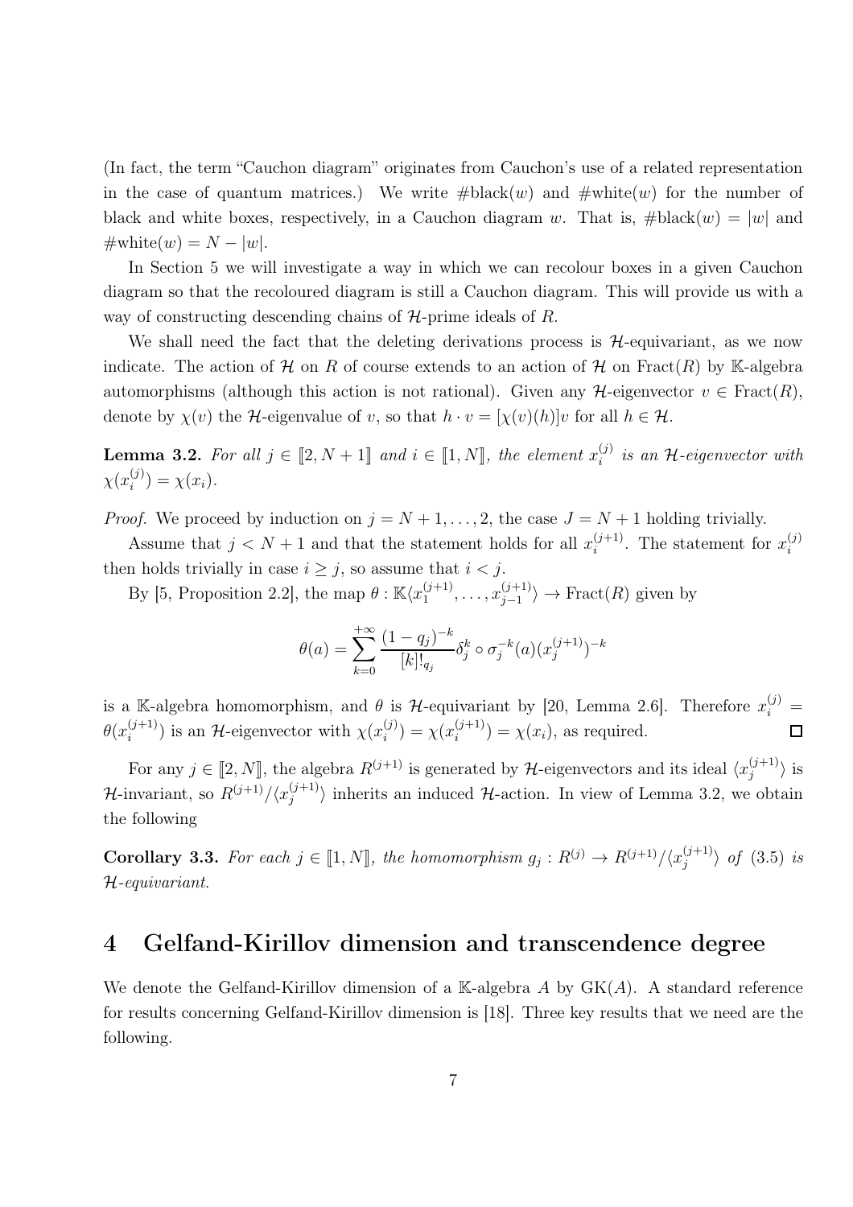(In fact, the term "Cauchon diagram" originates from Cauchon's use of a related representation in the case of quantum matrices.) We write $\#\text{black}(w)$ and $\#\text{white}(w)$ for the number of black and white boxes, respectively, in a Cauchon diagram $w$. That is, $\#\text{black}(w) = |w|$ and $\#\text{white}(w) = N - |w|$.

In Section 5 we will investigate a way in which we can recolour boxes in a given Cauchon diagram so that the recoloured diagram is still a Cauchon diagram. This will provide us with a way of constructing descending chains of $\mathcal{H}$-prime ideals of $R$.

We shall need the fact that the deleting derivations process is $\mathcal{H}$-equivariant, as we now indicate. The action of $\mathcal{H}$ on $R$ of course extends to an action of $\mathcal{H}$ on $\text{Fract}(R)$ by $\mathbb{K}$-algebra automorphisms (although this action is not rational). Given any $\mathcal{H}$-eigenvector $v \in \text{Fract}(R)$, denote by $\chi(v)$ the $\mathcal{H}$-eigenvalue of $v$, so that $h \cdot v = [\chi(v)(h)]v$ for all $h \in \mathcal{H}$.

**Lemma 3.2.** *For all $j \in [\![2, N+1]\!]$ and $i \in [\![1, N]\!]$, the element $x_i^{(j)}$ is an $\mathcal{H}$-eigenvector with $\chi(x_i^{(j)}) = \chi(x_i)$.*

*Proof.* We proceed by induction on $j = N+1, \ldots, 2$, the case $J = N+1$ holding trivially.

Assume that $j < N+1$ and that the statement holds for all $x_i^{(j+1)}$. The statement for $x_i^{(j)}$ then holds trivially in case $i \geq j$, so assume that $i < j$.

By [5, Proposition 2.2], the map $\theta : \mathbb{K}\langle x_1^{(j+1)}, \ldots, x_{j-1}^{(j+1)} \rangle \to \text{Fract}(R)$ given by

$$\theta(a) = \sum_{k=0}^{+\infty} \frac{(1-q_j)^{-k}}{[k]!_{q_j}} \delta_j^k \circ \sigma_j^{-k}(a)(x_j^{(j+1)})^{-k}$$

is a $\mathbb{K}$-algebra homomorphism, and $\theta$ is $\mathcal{H}$-equivariant by [20, Lemma 2.6]. Therefore $x_i^{(j)} = \theta(x_i^{(j+1)})$ is an $\mathcal{H}$-eigenvector with $\chi(x_i^{(j)}) = \chi(x_i^{(j+1)}) = \chi(x_i)$, as required. $\square$

For any $j \in [\![2, N]\!]$, the algebra $R^{(j+1)}$ is generated by $\mathcal{H}$-eigenvectors and its ideal $\langle x_j^{(j+1)} \rangle$ is $\mathcal{H}$-invariant, so $R^{(j+1)}/\langle x_j^{(j+1)} \rangle$ inherits an induced $\mathcal{H}$-action. In view of Lemma 3.2, we obtain the following

**Corollary 3.3.** *For each $j \in [\![1, N]\!]$, the homomorphism $g_j : R^{(j)} \to R^{(j+1)}/\langle x_j^{(j+1)} \rangle$ of (3.5) is $\mathcal{H}$-equivariant.*

# 4 Gelfand-Kirillov dimension and transcendence degree

We denote the Gelfand-Kirillov dimension of a $\mathbb{K}$-algebra $A$ by $\text{GK}(A)$. A standard reference for results concerning Gelfand-Kirillov dimension is [18]. Three key results that we need are the following.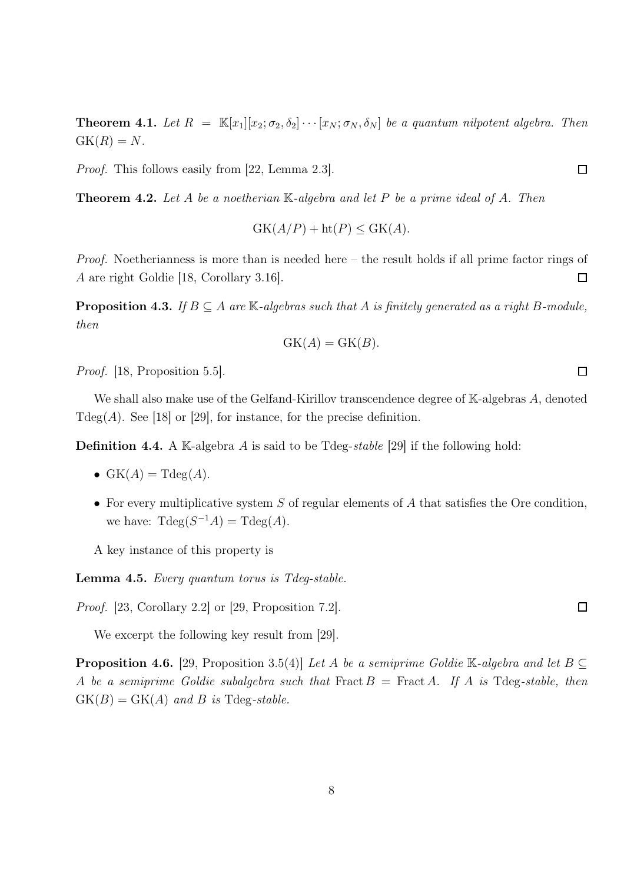**Theorem 4.1.** *Let $R = \mathbb{K}[x_1][x_2; \sigma_2, \delta_2] \cdots [x_N; \sigma_N, \delta_N]$ be a quantum nilpotent algebra. Then $\mathrm{GK}(R) = N$.*

*Proof.* This follows easily from [22, Lemma 2.3]. ◻

**Theorem 4.2.** *Let $A$ be a noetherian $\mathbb{K}$-algebra and let $P$ be a prime ideal of $A$. Then*

$$\mathrm{GK}(A/P) + \mathrm{ht}(P) \leq \mathrm{GK}(A).$$

*Proof.* Noetherianness is more than is needed here – the result holds if all prime factor rings of $A$ are right Goldie [18, Corollary 3.16]. ◻

**Proposition 4.3.** *If $B \subseteq A$ are $\mathbb{K}$-algebras such that $A$ is finitely generated as a right $B$-module, then*

$$\mathrm{GK}(A) = \mathrm{GK}(B).$$

*Proof.* [18, Proposition 5.5]. ◻

We shall also make use of the Gelfand-Kirillov transcendence degree of $\mathbb{K}$-algebras $A$, denoted $\mathrm{Tdeg}(A)$. See [18] or [29], for instance, for the precise definition.

**Definition 4.4.** A $\mathbb{K}$-algebra $A$ is said to be Tdeg-*stable* [29] if the following hold:

- $\mathrm{GK}(A) = \mathrm{Tdeg}(A)$.
- For every multiplicative system $S$ of regular elements of $A$ that satisfies the Ore condition, we have: $\mathrm{Tdeg}(S^{-1}A) = \mathrm{Tdeg}(A)$.

A key instance of this property is

**Lemma 4.5.** *Every quantum torus is Tdeg-stable.*

*Proof.* [23, Corollary 2.2] or [29, Proposition 7.2]. ◻

We excerpt the following key result from [29].

**Proposition 4.6.** [29, Proposition 3.5(4)] *Let $A$ be a semiprime Goldie $\mathbb{K}$-algebra and let $B \subseteq A$ be a semiprime Goldie subalgebra such that $\mathrm{Fract}\, B = \mathrm{Fract}\, A$. If $A$ is* Tdeg-*stable, then $\mathrm{GK}(B) = \mathrm{GK}(A)$ and $B$ is* Tdeg-*stable.*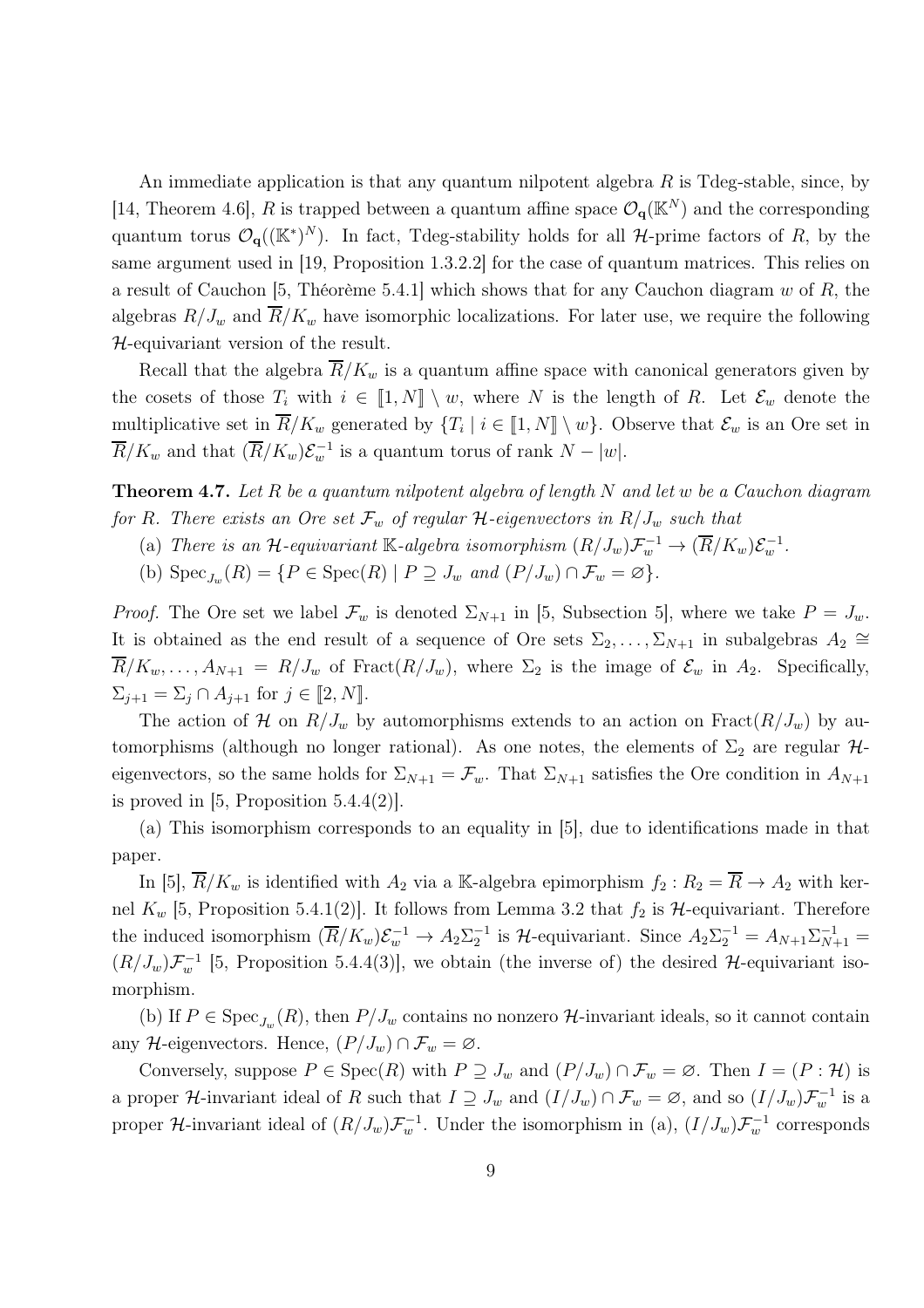An immediate application is that any quantum nilpotent algebra $R$ is Tdeg-stable, since, by [14, Theorem 4.6], $R$ is trapped between a quantum affine space $\mathcal{O}_{\mathbf{q}}(\mathbb{K}^N)$ and the corresponding quantum torus $\mathcal{O}_{\mathbf{q}}((\mathbb{K}^*)^N)$. In fact, Tdeg-stability holds for all $\mathcal{H}$-prime factors of $R$, by the same argument used in [19, Proposition 1.3.2.2] for the case of quantum matrices. This relies on a result of Cauchon [5, Théorème 5.4.1] which shows that for any Cauchon diagram $w$ of $R$, the algebras $R/J_w$ and $\overline{R}/K_w$ have isomorphic localizations. For later use, we require the following $\mathcal{H}$-equivariant version of the result.

Recall that the algebra $\overline{R}/K_w$ is a quantum affine space with canonical generators given by the cosets of those $T_i$ with $i \in [\![1, N]\!] \setminus w$, where $N$ is the length of $R$. Let $\mathcal{E}_w$ denote the multiplicative set in $\overline{R}/K_w$ generated by $\{T_i \mid i \in [\![1, N]\!] \setminus w\}$. Observe that $\mathcal{E}_w$ is an Ore set in $\overline{R}/K_w$ and that $(\overline{R}/K_w)\mathcal{E}_w^{-1}$ is a quantum torus of rank $N - |w|$.

**Theorem 4.7.** *Let $R$ be a quantum nilpotent algebra of length $N$ and let $w$ be a Cauchon diagram for $R$. There exists an Ore set $\mathcal{F}_w$ of regular $\mathcal{H}$-eigenvectors in $R/J_w$ such that*

(a) *There is an $\mathcal{H}$-equivariant $\mathbb{K}$-algebra isomorphism $(R/J_w)\mathcal{F}_w^{-1} \to (\overline{R}/K_w)\mathcal{E}_w^{-1}$.*

(b) *$\operatorname{Spec}_{J_w}(R) = \{P \in \operatorname{Spec}(R) \mid P \supseteq J_w \text{ and } (P/J_w) \cap \mathcal{F}_w = \varnothing\}$.*

*Proof.* The Ore set we label $\mathcal{F}_w$ is denoted $\Sigma_{N+1}$ in [5, Subsection 5], where we take $P = J_w$. It is obtained as the end result of a sequence of Ore sets $\Sigma_2, \ldots, \Sigma_{N+1}$ in subalgebras $A_2 \cong \overline{R}/K_w, \ldots, A_{N+1} = R/J_w$ of $\operatorname{Fract}(R/J_w)$, where $\Sigma_2$ is the image of $\mathcal{E}_w$ in $A_2$. Specifically, $\Sigma_{j+1} = \Sigma_j \cap A_{j+1}$ for $j \in [\![2, N]\!]$.

The action of $\mathcal{H}$ on $R/J_w$ by automorphisms extends to an action on $\operatorname{Fract}(R/J_w)$ by automorphisms (although no longer rational). As one notes, the elements of $\Sigma_2$ are regular $\mathcal{H}$-eigenvectors, so the same holds for $\Sigma_{N+1} = \mathcal{F}_w$. That $\Sigma_{N+1}$ satisfies the Ore condition in $A_{N+1}$ is proved in [5, Proposition 5.4.4(2)].

(a) This isomorphism corresponds to an equality in [5], due to identifications made in that paper.

In [5], $\overline{R}/K_w$ is identified with $A_2$ via a $\mathbb{K}$-algebra epimorphism $f_2 : R_2 = \overline{R} \to A_2$ with kernel $K_w$ [5, Proposition 5.4.1(2)]. It follows from Lemma 3.2 that $f_2$ is $\mathcal{H}$-equivariant. Therefore the induced isomorphism $(\overline{R}/K_w)\mathcal{E}_w^{-1} \to A_2\Sigma_2^{-1}$ is $\mathcal{H}$-equivariant. Since $A_2\Sigma_2^{-1} = A_{N+1}\Sigma_{N+1}^{-1} = (R/J_w)\mathcal{F}_w^{-1}$ [5, Proposition 5.4.4(3)], we obtain (the inverse of) the desired $\mathcal{H}$-equivariant isomorphism.

(b) If $P \in \operatorname{Spec}_{J_w}(R)$, then $P/J_w$ contains no nonzero $\mathcal{H}$-invariant ideals, so it cannot contain any $\mathcal{H}$-eigenvectors. Hence, $(P/J_w) \cap \mathcal{F}_w = \varnothing$.

Conversely, suppose $P \in \operatorname{Spec}(R)$ with $P \supseteq J_w$ and $(P/J_w) \cap \mathcal{F}_w = \varnothing$. Then $I = (P : \mathcal{H})$ is a proper $\mathcal{H}$-invariant ideal of $R$ such that $I \supseteq J_w$ and $(I/J_w) \cap \mathcal{F}_w = \varnothing$, and so $(I/J_w)\mathcal{F}_w^{-1}$ is a proper $\mathcal{H}$-invariant ideal of $(R/J_w)\mathcal{F}_w^{-1}$. Under the isomorphism in (a), $(I/J_w)\mathcal{F}_w^{-1}$ corresponds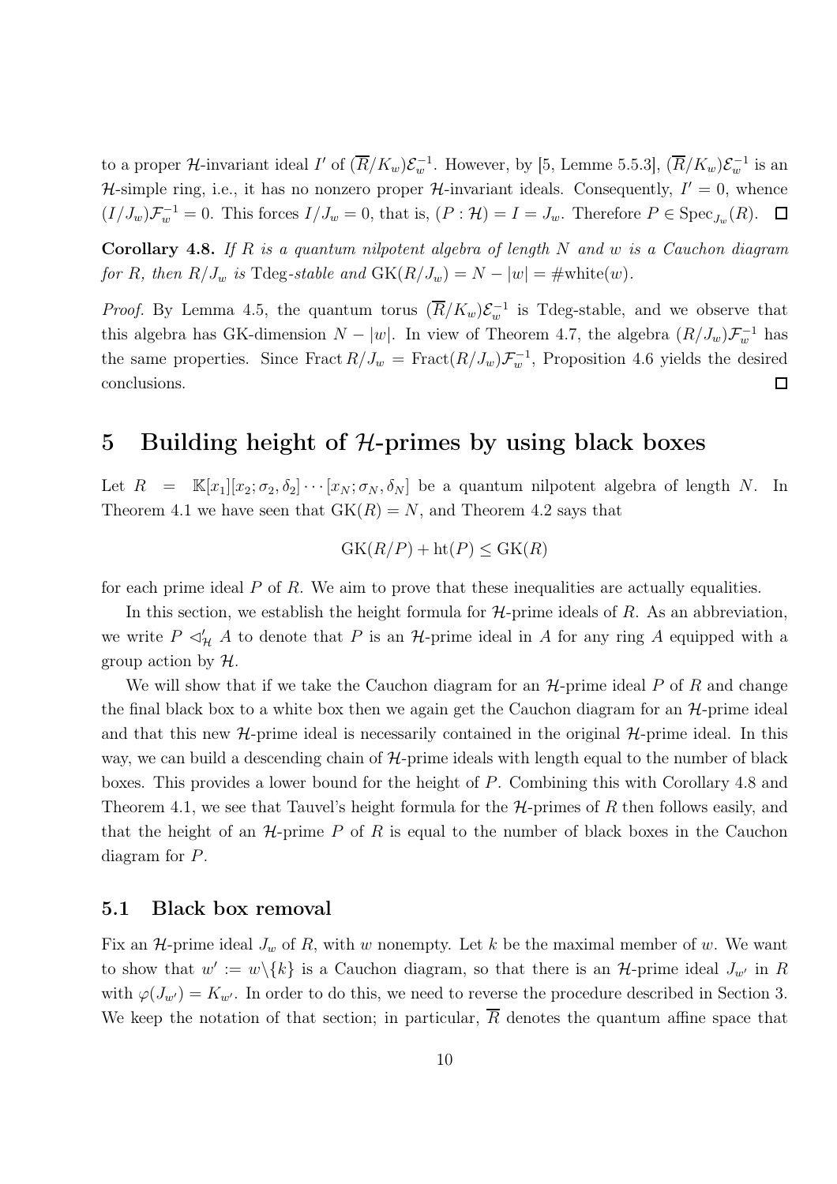to a proper $\mathcal{H}$-invariant ideal $I'$ of $(\overline{R}/K_w)\mathcal{E}_w^{-1}$. However, by [5, Lemme 5.5.3], $(\overline{R}/K_w)\mathcal{E}_w^{-1}$ is an $\mathcal{H}$-simple ring, i.e., it has no nonzero proper $\mathcal{H}$-invariant ideals. Consequently, $I' = 0$, whence $(I/J_w)\mathcal{F}_w^{-1} = 0$. This forces $I/J_w = 0$, that is, $(P : \mathcal{H}) = I = J_w$. Therefore $P \in \operatorname{Spec}_{J_w}(R)$. $\square$

**Corollary 4.8.** *If $R$ is a quantum nilpotent algebra of length $N$ and $w$ is a Cauchon diagram for $R$, then $R/J_w$ is* Tdeg*-stable and* $\operatorname{GK}(R/J_w) = N - |w| = \#\text{white}(w)$.

*Proof.* By Lemma 4.5, the quantum torus $(\overline{R}/K_w)\mathcal{E}_w^{-1}$ is Tdeg-stable, and we observe that this algebra has GK-dimension $N - |w|$. In view of Theorem 4.7, the algebra $(R/J_w)\mathcal{F}_w^{-1}$ has the same properties. Since $\operatorname{Fract} R/J_w = \operatorname{Fract}(R/J_w)\mathcal{F}_w^{-1}$, Proposition 4.6 yields the desired conclusions. $\square$

# 5 Building height of $\mathcal{H}$-primes by using black boxes

Let $R = \mathbb{K}[x_1][x_2; \sigma_2, \delta_2] \cdots [x_N; \sigma_N, \delta_N]$ be a quantum nilpotent algebra of length $N$. In Theorem 4.1 we have seen that $\operatorname{GK}(R) = N$, and Theorem 4.2 says that

$$\operatorname{GK}(R/P) + \operatorname{ht}(P) \leq \operatorname{GK}(R)$$

for each prime ideal $P$ of $R$. We aim to prove that these inequalities are actually equalities.

In this section, we establish the height formula for $\mathcal{H}$-prime ideals of $R$. As an abbreviation, we write $P \lhd'_{\mathcal{H}} A$ to denote that $P$ is an $\mathcal{H}$-prime ideal in $A$ for any ring $A$ equipped with a group action by $\mathcal{H}$.

We will show that if we take the Cauchon diagram for an $\mathcal{H}$-prime ideal $P$ of $R$ and change the final black box to a white box then we again get the Cauchon diagram for an $\mathcal{H}$-prime ideal and that this new $\mathcal{H}$-prime ideal is necessarily contained in the original $\mathcal{H}$-prime ideal. In this way, we can build a descending chain of $\mathcal{H}$-prime ideals with length equal to the number of black boxes. This provides a lower bound for the height of $P$. Combining this with Corollary 4.8 and Theorem 4.1, we see that Tauvel's height formula for the $\mathcal{H}$-primes of $R$ then follows easily, and that the height of an $\mathcal{H}$-prime $P$ of $R$ is equal to the number of black boxes in the Cauchon diagram for $P$.

## 5.1 Black box removal

Fix an $\mathcal{H}$-prime ideal $J_w$ of $R$, with $w$ nonempty. Let $k$ be the maximal member of $w$. We want to show that $w' := w \backslash \{k\}$ is a Cauchon diagram, so that there is an $\mathcal{H}$-prime ideal $J_{w'}$ in $R$ with $\varphi(J_{w'}) = K_{w'}$. In order to do this, we need to reverse the procedure described in Section 3. We keep the notation of that section; in particular, $\overline{R}$ denotes the quantum affine space that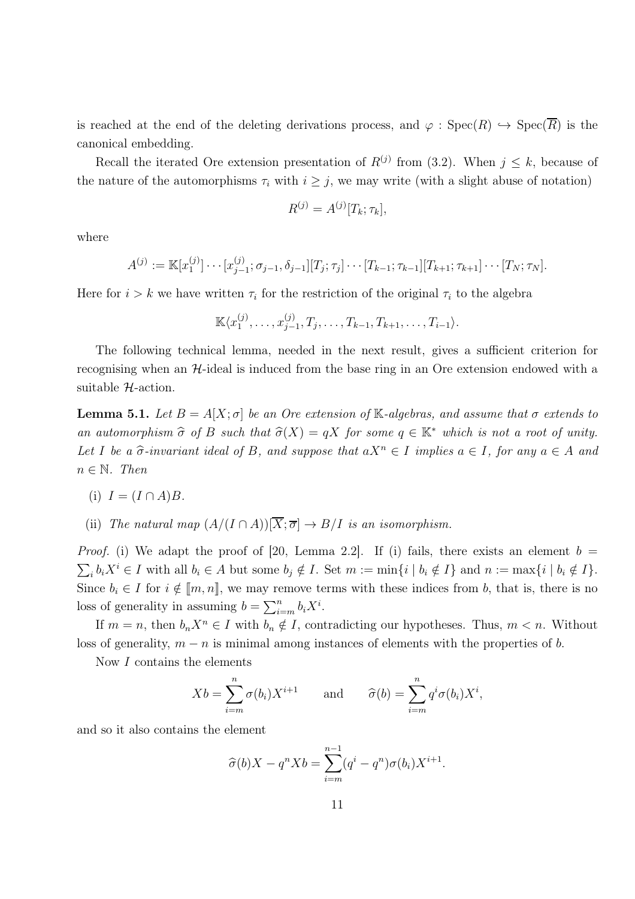is reached at the end of the deleting derivations process, and $\varphi : \operatorname{Spec}(R) \hookrightarrow \operatorname{Spec}(\overline{R})$ is the canonical embedding.

Recall the iterated Ore extension presentation of $R^{(j)}$ from (3.2). When $j \leq k$, because of the nature of the automorphisms $\tau_i$ with $i \geq j$, we may write (with a slight abuse of notation)

$$R^{(j)} = A^{(j)}[T_k; \tau_k],$$

where

$$A^{(j)} := \mathbb{K}[x_1^{(j)}] \cdots [x_{j-1}^{(j)}; \sigma_{j-1}, \delta_{j-1}][T_j; \tau_j] \cdots [T_{k-1}; \tau_{k-1}][T_{k+1}; \tau_{k+1}] \cdots [T_N; \tau_N].$$

Here for $i > k$ we have written $\tau_i$ for the restriction of the original $\tau_i$ to the algebra

$$\mathbb{K}\langle x_1^{(j)}, \ldots, x_{j-1}^{(j)}, T_j, \ldots, T_{k-1}, T_{k+1}, \ldots, T_{i-1}\rangle.$$

The following technical lemma, needed in the next result, gives a sufficient criterion for recognising when an $\mathcal{H}$-ideal is induced from the base ring in an Ore extension endowed with a suitable $\mathcal{H}$-action.

**Lemma 5.1.** *Let $B = A[X; \sigma]$ be an Ore extension of $\mathbb{K}$-algebras, and assume that $\sigma$ extends to an automorphism $\widehat{\sigma}$ of $B$ such that $\widehat{\sigma}(X) = qX$ for some $q \in \mathbb{K}^*$ which is not a root of unity. Let $I$ be a $\widehat{\sigma}$-invariant ideal of $B$, and suppose that $aX^n \in I$ implies $a \in I$, for any $a \in A$ and $n \in \mathbb{N}$. Then*

(i) *$I = (I \cap A)B$.*

(ii) *The natural map $(A/(I \cap A))[\overline{X}; \overline{\sigma}] \to B/I$ is an isomorphism.*

*Proof.* (i) We adapt the proof of [20, Lemma 2.2]. If (i) fails, there exists an element $b = \sum_i b_i X^i \in I$ with all $b_i \in A$ but some $b_j \notin I$. Set $m := \min\{i \mid b_i \notin I\}$ and $n := \max\{i \mid b_i \notin I\}$. Since $b_i \in I$ for $i \notin [\![m, n]\!]$, we may remove terms with these indices from $b$, that is, there is no loss of generality in assuming $b = \sum_{i=m}^{n} b_i X^i$.

If $m = n$, then $b_n X^n \in I$ with $b_n \notin I$, contradicting our hypotheses. Thus, $m < n$. Without loss of generality, $m - n$ is minimal among instances of elements with the properties of $b$.

Now $I$ contains the elements

$$Xb = \sum_{i=m}^{n} \sigma(b_i) X^{i+1} \qquad \text{and} \qquad \widehat{\sigma}(b) = \sum_{i=m}^{n} q^i \sigma(b_i) X^i,$$

and so it also contains the element

$$\widehat{\sigma}(b)X - q^n Xb = \sum_{i=m}^{n-1} (q^i - q^n)\sigma(b_i) X^{i+1}.$$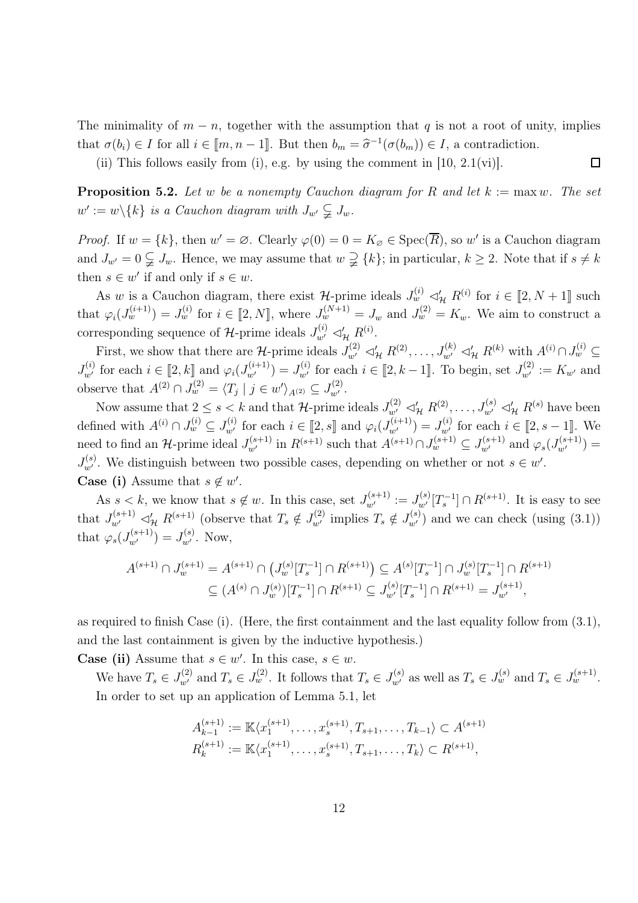The minimality of $m - n$, together with the assumption that $q$ is not a root of unity, implies that $\sigma(b_i) \in I$ for all $i \in [\![m, n-1]\!]$. But then $b_m = \widehat{\sigma}^{-1}(\sigma(b_m)) \in I$, a contradiction.

(ii) This follows easily from (i), e.g. by using the comment in [10, 2.1(vi)]. $\square$

**Proposition 5.2.** *Let $w$ be a nonempty Cauchon diagram for $R$ and let $k := \max w$. The set $w' := w \backslash \{k\}$ is a Cauchon diagram with $J_{w'} \subsetneqq J_w$.*

*Proof.* If $w = \{k\}$, then $w' = \varnothing$. Clearly $\varphi(0) = 0 = K_\varnothing \in \operatorname{Spec}(\overline{R})$, so $w'$ is a Cauchon diagram and $J_{w'} = 0 \subsetneqq J_w$. Hence, we may assume that $w \supsetneqq \{k\}$; in particular, $k \geq 2$. Note that if $s \neq k$ then $s \in w'$ if and only if $s \in w$.

As $w$ is a Cauchon diagram, there exist $\mathcal{H}$-prime ideals $J_w^{(i)} \lhd'_{\mathcal{H}} R^{(i)}$ for $i \in [\![2, N+1]\!]$ such that $\varphi_i(J_w^{(i+1)}) = J_w^{(i)}$ for $i \in [\![2, N]\!]$, where $J_w^{(N+1)} = J_w$ and $J_w^{(2)} = K_w$. We aim to construct a corresponding sequence of $\mathcal{H}$-prime ideals $J_{w'}^{(i)} \lhd'_{\mathcal{H}} R^{(i)}$.

First, we show that there are $\mathcal{H}$-prime ideals $J_{w'}^{(2)} \lhd'_{\mathcal{H}} R^{(2)}, \ldots, J_{w'}^{(k)} \lhd'_{\mathcal{H}} R^{(k)}$ with $A^{(i)} \cap J_w^{(i)} \subseteq J_{w'}^{(i)}$ for each $i \in [\![2, k]\!]$ and $\varphi_i(J_{w'}^{(i+1)}) = J_{w'}^{(i)}$ for each $i \in [\![2, k-1]\!]$. To begin, set $J_{w'}^{(2)} := K_{w'}$ and observe that $A^{(2)} \cap J_w^{(2)} = \langle T_j \mid j \in w' \rangle_{A^{(2)}} \subseteq J_{w'}^{(2)}$.

Now assume that $2 \leq s < k$ and that $\mathcal{H}$-prime ideals $J_{w'}^{(2)} \lhd'_{\mathcal{H}} R^{(2)}, \ldots, J_{w'}^{(s)} \lhd'_{\mathcal{H}} R^{(s)}$ have been defined with $A^{(i)} \cap J_w^{(i)} \subseteq J_{w'}^{(i)}$ for each $i \in [\![2, s]\!]$ and $\varphi_i(J_{w'}^{(i+1)}) = J_{w'}^{(i)}$ for each $i \in [\![2, s-1]\!]$. We need to find an $\mathcal{H}$-prime ideal $J_{w'}^{(s+1)}$ in $R^{(s+1)}$ such that $A^{(s+1)} \cap J_w^{(s+1)} \subseteq J_{w'}^{(s+1)}$ and $\varphi_s(J_{w'}^{(s+1)}) = J_{w'}^{(s)}$. We distinguish between two possible cases, depending on whether or not $s \in w'$.

**Case (i)** Assume that $s \notin w'$.

As $s < k$, we know that $s \notin w$. In this case, set $J_{w'}^{(s+1)} := J_{w'}^{(s)}[T_s^{-1}] \cap R^{(s+1)}$. It is easy to see that $J_{w'}^{(s+1)} \lhd'_{\mathcal{H}} R^{(s+1)}$ (observe that $T_s \notin J_{w'}^{(2)}$ implies $T_s \notin J_{w'}^{(s)}$) and we can check (using (3.1)) that $\varphi_s(J_{w'}^{(s+1)}) = J_{w'}^{(s)}$. Now,

$$A^{(s+1)} \cap J_w^{(s+1)} = A^{(s+1)} \cap \left(J_w^{(s)}[T_s^{-1}] \cap R^{(s+1)}\right) \subseteq A^{(s)}[T_s^{-1}] \cap J_w^{(s)}[T_s^{-1}] \cap R^{(s+1)}$$
$$\subseteq (A^{(s)} \cap J_w^{(s)})[T_s^{-1}] \cap R^{(s+1)} \subseteq J_{w'}^{(s)}[T_s^{-1}] \cap R^{(s+1)} = J_{w'}^{(s+1)},$$

as required to finish Case (i). (Here, the first containment and the last equality follow from (3.1), and the last containment is given by the inductive hypothesis.)

**Case (ii)** Assume that $s \in w'$. In this case, $s \in w$.

We have $T_s \in J_{w'}^{(2)}$ and $T_s \in J_w^{(2)}$. It follows that $T_s \in J_{w'}^{(s)}$ as well as $T_s \in J_w^{(s)}$ and $T_s \in J_w^{(s+1)}$. In order to set up an application of Lemma 5.1, let

$$A_{k-1}^{(s+1)} := \mathbb{K}\langle x_1^{(s+1)}, \ldots, x_s^{(s+1)}, T_{s+1}, \ldots, T_{k-1} \rangle \subset A^{(s+1)}$$
$$R_k^{(s+1)} := \mathbb{K}\langle x_1^{(s+1)}, \ldots, x_s^{(s+1)}, T_{s+1}, \ldots, T_k \rangle \subset R^{(s+1)},$$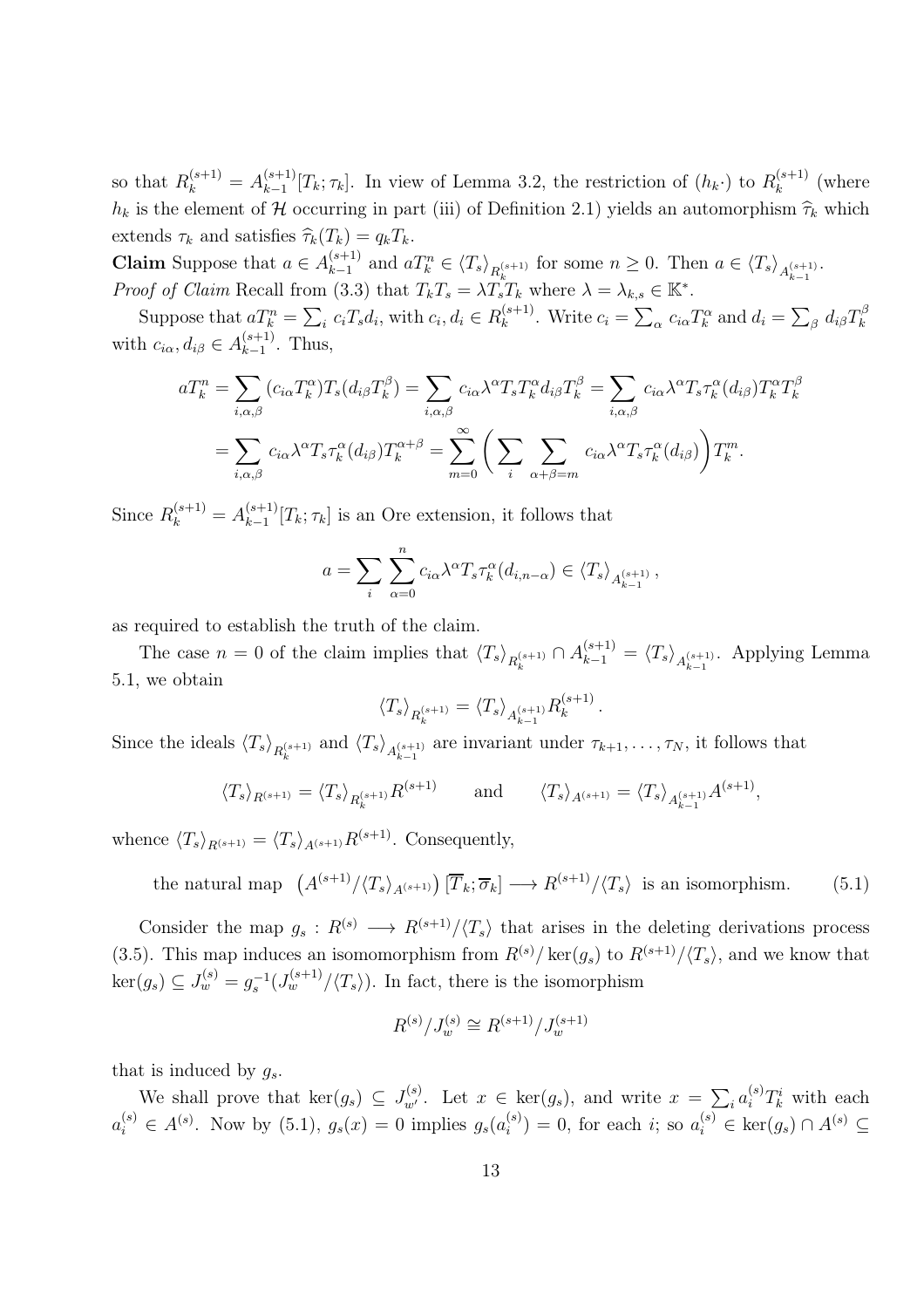so that $R_k^{(s+1)} = A_{k-1}^{(s+1)}[T_k; \tau_k]$. In view of Lemma 3.2, the restriction of $(h_k\cdot)$ to $R_k^{(s+1)}$ (where $h_k$ is the element of $\mathcal{H}$ occurring in part (iii) of Definition 2.1) yields an automorphism $\widehat{\tau}_k$ which extends $\tau_k$ and satisfies $\widehat{\tau}_k(T_k) = q_k T_k$.

**Claim** Suppose that $a \in A_{k-1}^{(s+1)}$ and $aT_k^n \in \langle T_s \rangle_{R_k^{(s+1)}}$ for some $n \geq 0$. Then $a \in \langle T_s \rangle_{A_{k-1}^{(s+1)}}$.

*Proof of Claim* Recall from (3.3) that $T_k T_s = \lambda T_s T_k$ where $\lambda = \lambda_{k,s} \in \mathbb{K}^*$.

Suppose that $aT_k^n = \sum_i c_i T_s d_i$, with $c_i, d_i \in R_k^{(s+1)}$. Write $c_i = \sum_\alpha c_{i\alpha} T_k^\alpha$ and $d_i = \sum_\beta d_{i\beta} T_k^\beta$ with $c_{i\alpha}, d_{i\beta} \in A_{k-1}^{(s+1)}$. Thus,

$$aT_k^n = \sum_{i,\alpha,\beta} (c_{i\alpha} T_k^\alpha) T_s (d_{i\beta} T_k^\beta) = \sum_{i,\alpha,\beta} c_{i\alpha} \lambda^\alpha T_s T_k^\alpha d_{i\beta} T_k^\beta = \sum_{i,\alpha,\beta} c_{i\alpha} \lambda^\alpha T_s \tau_k^\alpha(d_{i\beta}) T_k^\alpha T_k^\beta$$

$$= \sum_{i,\alpha,\beta} c_{i\alpha} \lambda^\alpha T_s \tau_k^\alpha(d_{i\beta}) T_k^{\alpha+\beta} = \sum_{m=0}^{\infty} \bigg( \sum_i \sum_{\alpha+\beta=m} c_{i\alpha} \lambda^\alpha T_s \tau_k^\alpha(d_{i\beta}) \bigg) T_k^m.$$

Since $R_k^{(s+1)} = A_{k-1}^{(s+1)}[T_k; \tau_k]$ is an Ore extension, it follows that

$$a = \sum_i \sum_{\alpha=0}^{n} c_{i\alpha} \lambda^\alpha T_s \tau_k^\alpha(d_{i,n-\alpha}) \in \langle T_s \rangle_{A_{k-1}^{(s+1)}},$$

as required to establish the truth of the claim.

The case $n = 0$ of the claim implies that $\langle T_s \rangle_{R_k^{(s+1)}} \cap A_{k-1}^{(s+1)} = \langle T_s \rangle_{A_{k-1}^{(s+1)}}$. Applying Lemma 5.1, we obtain

$$\langle T_s \rangle_{R_k^{(s+1)}} = \langle T_s \rangle_{A_{k-1}^{(s+1)}} R_k^{(s+1)}.$$

Since the ideals $\langle T_s \rangle_{R_k^{(s+1)}}$ and $\langle T_s \rangle_{A_{k-1}^{(s+1)}}$ are invariant under $\tau_{k+1}, \dots, \tau_N$, it follows that

$$\langle T_s \rangle_{R^{(s+1)}} = \langle T_s \rangle_{R_k^{(s+1)}} R^{(s+1)} \qquad \text{and} \qquad \langle T_s \rangle_{A^{(s+1)}} = \langle T_s \rangle_{A_{k-1}^{(s+1)}} A^{(s+1)},$$

whence $\langle T_s \rangle_{R^{(s+1)}} = \langle T_s \rangle_{A^{(s+1)}} R^{(s+1)}$. Consequently,

$$\text{the natural map } \left(A^{(s+1)}/\langle T_s \rangle_{A^{(s+1)}}\right)[\overline{T}_k; \overline{\sigma}_k] \longrightarrow R^{(s+1)}/\langle T_s \rangle \text{ is an isomorphism.} \tag{5.1}$$

Consider the map $g_s : R^{(s)} \longrightarrow R^{(s+1)}/\langle T_s \rangle$ that arises in the deleting derivations process (3.5). This map induces an isomomorphism from $R^{(s)}/\ker(g_s)$ to $R^{(s+1)}/\langle T_s \rangle$, and we know that $\ker(g_s) \subseteq J_w^{(s)} = g_s^{-1}(J_w^{(s+1)}/\langle T_s \rangle)$. In fact, there is the isomorphism

$$R^{(s)}/J_w^{(s)} \cong R^{(s+1)}/J_w^{(s+1)}$$

that is induced by $g_s$.

We shall prove that $\ker(g_s) \subseteq J_{w'}^{(s)}$. Let $x \in \ker(g_s)$, and write $x = \sum_i a_i^{(s)} T_k^i$ with each $a_i^{(s)} \in A^{(s)}$. Now by (5.1), $g_s(x) = 0$ implies $g_s(a_i^{(s)}) = 0$, for each $i$; so $a_i^{(s)} \in \ker(g_s) \cap A^{(s)} \subseteq$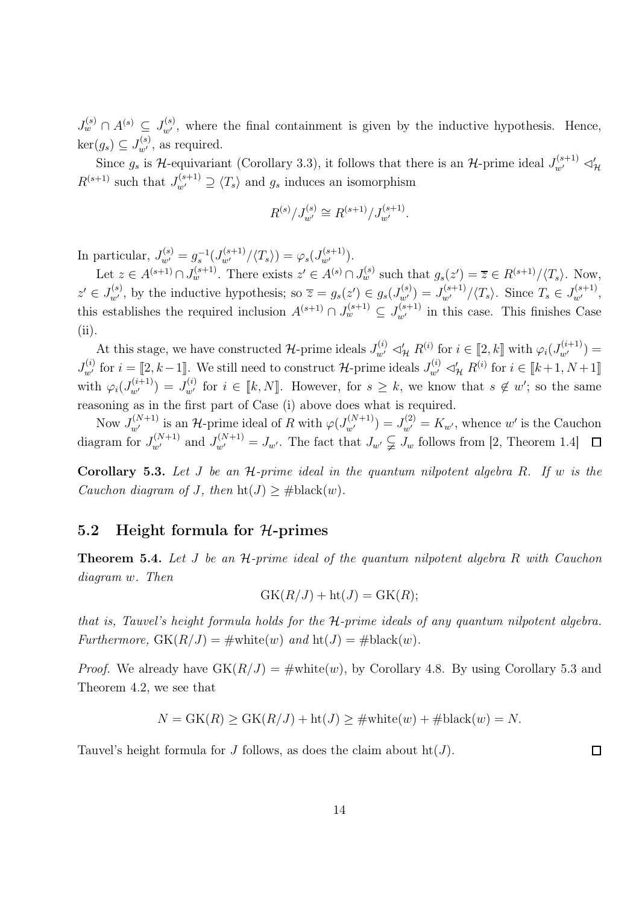$J_w^{(s)} \cap A^{(s)} \subseteq J_{w'}^{(s)}$, where the final containment is given by the inductive hypothesis. Hence, $\ker(g_s) \subseteq J_{w'}^{(s)}$, as required.

Since $g_s$ is $\mathcal{H}$-equivariant (Corollary 3.3), it follows that there is an $\mathcal{H}$-prime ideal $J_{w'}^{(s+1)} \lhd'_{\mathcal{H}} R^{(s+1)}$ such that $J_{w'}^{(s+1)} \supseteq \langle T_s \rangle$ and $g_s$ induces an isomorphism

$$R^{(s)}/J_{w'}^{(s)} \cong R^{(s+1)}/J_{w'}^{(s+1)}.$$

In particular, $J_{w'}^{(s)} = g_s^{-1}(J_{w'}^{(s+1)}/\langle T_s \rangle) = \varphi_s(J_{w'}^{(s+1)})$.

Let $z \in A^{(s+1)} \cap J_w^{(s+1)}$. There exists $z' \in A^{(s)} \cap J_w^{(s)}$ such that $g_s(z') = \overline{z} \in R^{(s+1)}/\langle T_s \rangle$. Now, $z' \in J_{w'}^{(s)}$, by the inductive hypothesis; so $\overline{z} = g_s(z') \in g_s(J_{w'}^{(s)}) = J_{w'}^{(s+1)}/\langle T_s \rangle$. Since $T_s \in J_{w'}^{(s+1)}$, this establishes the required inclusion $A^{(s+1)} \cap J_w^{(s+1)} \subseteq J_{w'}^{(s+1)}$ in this case. This finishes Case (ii).

At this stage, we have constructed $\mathcal{H}$-prime ideals $J_{w'}^{(i)} \lhd'_{\mathcal{H}} R^{(i)}$ for $i \in [\![2, k]\!]$ with $\varphi_i(J_{w'}^{(i+1)}) = J_{w'}^{(i)}$ for $i = [\![2, k-1]\!]$. We still need to construct $\mathcal{H}$-prime ideals $J_{w'}^{(i)} \lhd'_{\mathcal{H}} R^{(i)}$ for $i \in [\![k+1, N+1]\!]$ with $\varphi_i(J_{w'}^{(i+1)}) = J_{w'}^{(i)}$ for $i \in [\![k, N]\!]$. However, for $s \geq k$, we know that $s \notin w'$; so the same reasoning as in the first part of Case (i) above does what is required.

Now $J_{w'}^{(N+1)}$ is an $\mathcal{H}$-prime ideal of $R$ with $\varphi(J_{w'}^{(N+1)}) = J_{w'}^{(2)} = K_{w'}$, whence $w'$ is the Cauchon diagram for $J_{w'}^{(N+1)}$ and $J_{w'}^{(N+1)} = J_{w'}$. The fact that $J_{w'} \subsetneqq J_w$ follows from [2, Theorem 1.4] $\square$

**Corollary 5.3.** *Let $J$ be an $\mathcal{H}$-prime ideal in the quantum nilpotent algebra $R$. If $w$ is the Cauchon diagram of $J$, then $\mathrm{ht}(J) \geq \#\mathrm{black}(w)$.*

## 5.2 Height formula for $\mathcal{H}$-primes

**Theorem 5.4.** *Let $J$ be an $\mathcal{H}$-prime ideal of the quantum nilpotent algebra $R$ with Cauchon diagram $w$. Then*

$$\mathrm{GK}(R/J) + \mathrm{ht}(J) = \mathrm{GK}(R);$$

*that is, Tauvel's height formula holds for the $\mathcal{H}$-prime ideals of any quantum nilpotent algebra. Furthermore, $\mathrm{GK}(R/J) = \#\mathrm{white}(w)$ and $\mathrm{ht}(J) = \#\mathrm{black}(w)$.*

*Proof.* We already have $\mathrm{GK}(R/J) = \#\mathrm{white}(w)$, by Corollary 4.8. By using Corollary 5.3 and Theorem 4.2, we see that

$$N = \mathrm{GK}(R) \geq \mathrm{GK}(R/J) + \mathrm{ht}(J) \geq \#\mathrm{white}(w) + \#\mathrm{black}(w) = N.$$

Tauvel's height formula for $J$ follows, as does the claim about $\mathrm{ht}(J)$. $\square$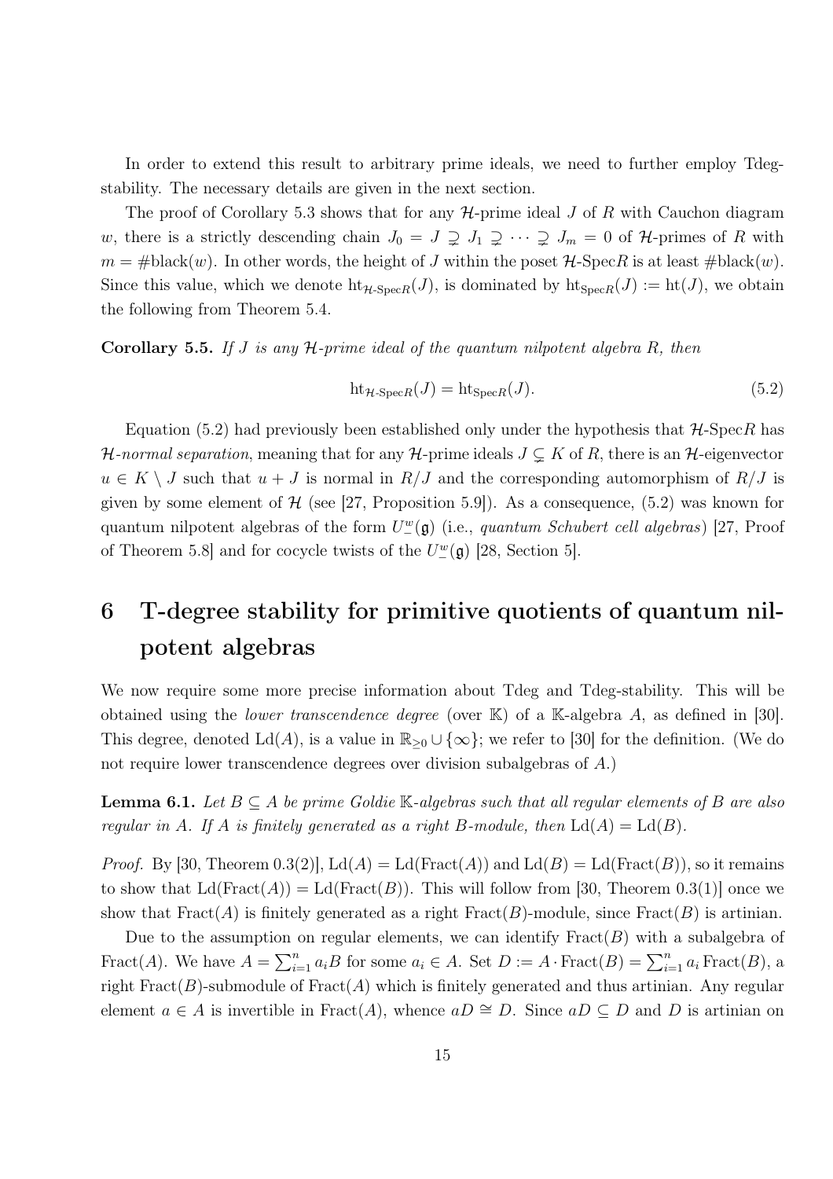In order to extend this result to arbitrary prime ideals, we need to further employ Tdeg-stability. The necessary details are given in the next section.

The proof of Corollary 5.3 shows that for any $\mathcal{H}$-prime ideal $J$ of $R$ with Cauchon diagram $w$, there is a strictly descending chain $J_0 = J \supsetneq J_1 \supsetneq \cdots \supsetneq J_m = 0$ of $\mathcal{H}$-primes of $R$ with $m = \#\text{black}(w)$. In other words, the height of $J$ within the poset $\mathcal{H}\text{-Spec}R$ is at least $\#\text{black}(w)$. Since this value, which we denote $\text{ht}_{\mathcal{H}\text{-Spec}R}(J)$, is dominated by $\text{ht}_{\text{Spec}R}(J) := \text{ht}(J)$, we obtain the following from Theorem 5.4.

**Corollary 5.5.** *If $J$ is any $\mathcal{H}$-prime ideal of the quantum nilpotent algebra $R$, then*

$$\text{ht}_{\mathcal{H}\text{-Spec}R}(J) = \text{ht}_{\text{Spec}R}(J). \tag{5.2}$$

Equation (5.2) had previously been established only under the hypothesis that $\mathcal{H}$-Spec$R$ has *$\mathcal{H}$-normal separation*, meaning that for any $\mathcal{H}$-prime ideals $J \subsetneq K$ of $R$, there is an $\mathcal{H}$-eigenvector $u \in K \setminus J$ such that $u + J$ is normal in $R/J$ and the corresponding automorphism of $R/J$ is given by some element of $\mathcal{H}$ (see [27, Proposition 5.9]). As a consequence, (5.2) was known for quantum nilpotent algebras of the form $U_-^w(\mathfrak{g})$ (i.e., *quantum Schubert cell algebras*) [27, Proof of Theorem 5.8] and for cocycle twists of the $U_-^w(\mathfrak{g})$ [28, Section 5].

# 6 T-degree stability for primitive quotients of quantum nilpotent algebras

We now require some more precise information about Tdeg and Tdeg-stability. This will be obtained using the *lower transcendence degree* (over $\mathbb{K}$) of a $\mathbb{K}$-algebra $A$, as defined in [30]. This degree, denoted $\text{Ld}(A)$, is a value in $\mathbb{R}_{\geq 0} \cup \{\infty\}$; we refer to [30] for the definition. (We do not require lower transcendence degrees over division subalgebras of $A$.)

**Lemma 6.1.** *Let $B \subseteq A$ be prime Goldie $\mathbb{K}$-algebras such that all regular elements of $B$ are also regular in $A$. If $A$ is finitely generated as a right $B$-module, then $\text{Ld}(A) = \text{Ld}(B)$.*

*Proof.* By [30, Theorem 0.3(2)], $\text{Ld}(A) = \text{Ld}(\text{Fract}(A))$ and $\text{Ld}(B) = \text{Ld}(\text{Fract}(B))$, so it remains to show that $\text{Ld}(\text{Fract}(A)) = \text{Ld}(\text{Fract}(B))$. This will follow from [30, Theorem 0.3(1)] once we show that $\text{Fract}(A)$ is finitely generated as a right $\text{Fract}(B)$-module, since $\text{Fract}(B)$ is artinian.

Due to the assumption on regular elements, we can identify $\text{Fract}(B)$ with a subalgebra of $\text{Fract}(A)$. We have $A = \sum_{i=1}^n a_i B$ for some $a_i \in A$. Set $D := A \cdot \text{Fract}(B) = \sum_{i=1}^n a_i \, \text{Fract}(B)$, a right $\text{Fract}(B)$-submodule of $\text{Fract}(A)$ which is finitely generated and thus artinian. Any regular element $a \in A$ is invertible in $\text{Fract}(A)$, whence $aD \cong D$. Since $aD \subseteq D$ and $D$ is artinian on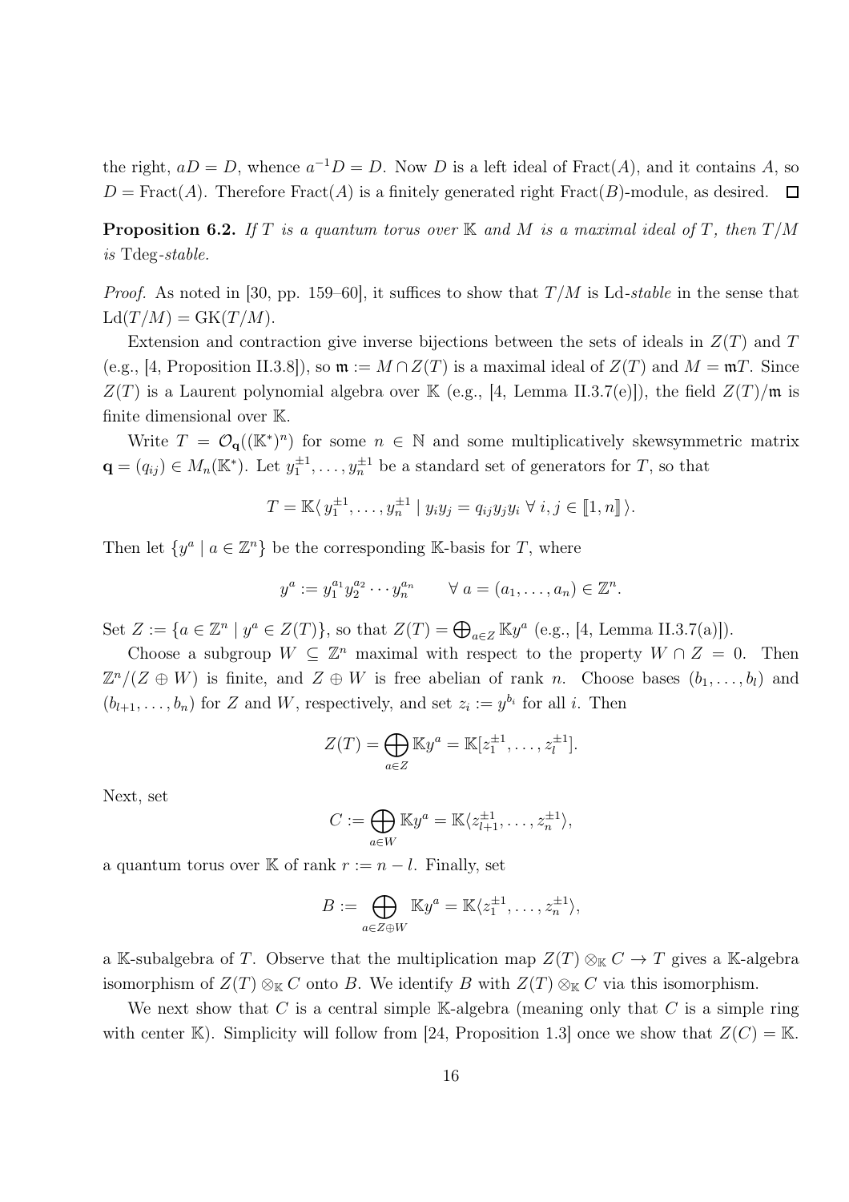the right, $aD = D$, whence $a^{-1}D = D$. Now $D$ is a left ideal of $\mathrm{Fract}(A)$, and it contains $A$, so $D = \mathrm{Fract}(A)$. Therefore $\mathrm{Fract}(A)$ is a finitely generated right $\mathrm{Fract}(B)$-module, as desired. $\square$

**Proposition 6.2.** *If $T$ is a quantum torus over $\mathbb{K}$ and $M$ is a maximal ideal of $T$, then $T/M$ is* Tdeg*-stable.*

*Proof.* As noted in [30, pp. 159–60], it suffices to show that $T/M$ is Ld*-stable* in the sense that $\mathrm{Ld}(T/M) = \mathrm{GK}(T/M)$.

Extension and contraction give inverse bijections between the sets of ideals in $Z(T)$ and $T$ (e.g., [4, Proposition II.3.8]), so $\mathfrak{m} := M \cap Z(T)$ is a maximal ideal of $Z(T)$ and $M = \mathfrak{m}T$. Since $Z(T)$ is a Laurent polynomial algebra over $\mathbb{K}$ (e.g., [4, Lemma II.3.7(e)]), the field $Z(T)/\mathfrak{m}$ is finite dimensional over $\mathbb{K}$.

Write $T = \mathcal{O}_{\mathbf{q}}((\mathbb{K}^*)^n)$ for some $n \in \mathbb{N}$ and some multiplicatively skewsymmetric matrix $\mathbf{q} = (q_{ij}) \in M_n(\mathbb{K}^*)$. Let $y_1^{\pm 1}, \dots, y_n^{\pm 1}$ be a standard set of generators for $T$, so that

$$T = \mathbb{K}\langle\, y_1^{\pm 1}, \dots, y_n^{\pm 1} \mid y_i y_j = q_{ij} y_j y_i \ \forall\, i, j \in [\![1, n]\!] \,\rangle.$$

Then let $\{y^a \mid a \in \mathbb{Z}^n\}$ be the corresponding $\mathbb{K}$-basis for $T$, where

$$y^a := y_1^{a_1} y_2^{a_2} \cdots y_n^{a_n} \qquad \forall\, a = (a_1, \dots, a_n) \in \mathbb{Z}^n.$$

Set $Z := \{a \in \mathbb{Z}^n \mid y^a \in Z(T)\}$, so that $Z(T) = \bigoplus_{a \in Z} \mathbb{K} y^a$ (e.g., [4, Lemma II.3.7(a)]).

Choose a subgroup $W \subseteq \mathbb{Z}^n$ maximal with respect to the property $W \cap Z = 0$. Then $\mathbb{Z}^n/(Z \oplus W)$ is finite, and $Z \oplus W$ is free abelian of rank $n$. Choose bases $(b_1, \dots, b_l)$ and $(b_{l+1}, \dots, b_n)$ for $Z$ and $W$, respectively, and set $z_i := y^{b_i}$ for all $i$. Then

$$Z(T) = \bigoplus_{a \in Z} \mathbb{K} y^a = \mathbb{K}[z_1^{\pm 1}, \dots, z_l^{\pm 1}].$$

Next, set

$$C := \bigoplus_{a \in W} \mathbb{K} y^a = \mathbb{K}\langle z_{l+1}^{\pm 1}, \dots, z_n^{\pm 1} \rangle,$$

a quantum torus over $\mathbb{K}$ of rank $r := n - l$. Finally, set

$$B := \bigoplus_{a \in Z \oplus W} \mathbb{K} y^a = \mathbb{K}\langle z_1^{\pm 1}, \dots, z_n^{\pm 1} \rangle,$$

a $\mathbb{K}$-subalgebra of $T$. Observe that the multiplication map $Z(T) \otimes_{\mathbb{K}} C \to T$ gives a $\mathbb{K}$-algebra isomorphism of $Z(T) \otimes_{\mathbb{K}} C$ onto $B$. We identify $B$ with $Z(T) \otimes_{\mathbb{K}} C$ via this isomorphism.

We next show that $C$ is a central simple $\mathbb{K}$-algebra (meaning only that $C$ is a simple ring with center $\mathbb{K}$). Simplicity will follow from [24, Proposition 1.3] once we show that $Z(C) = \mathbb{K}$.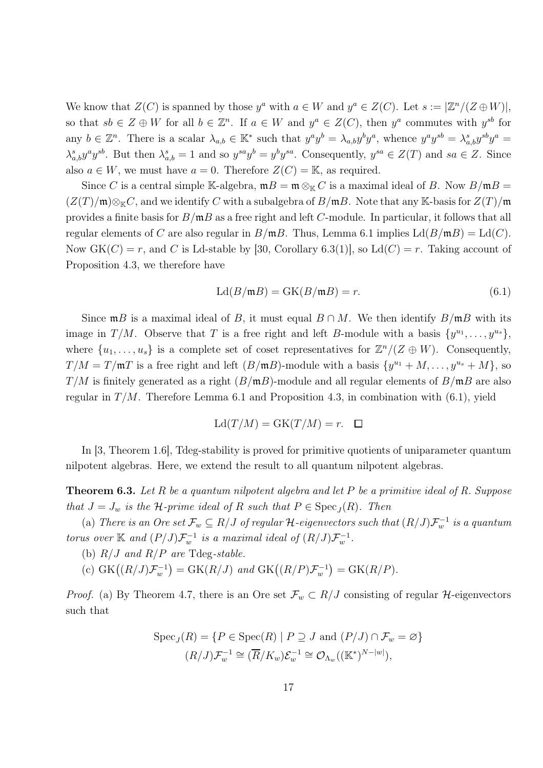We know that $Z(C)$ is spanned by those $y^a$ with $a \in W$ and $y^a \in Z(C)$. Let $s := |\mathbb{Z}^n/(Z \oplus W)|$, so that $sb \in Z \oplus W$ for all $b \in \mathbb{Z}^n$. If $a \in W$ and $y^a \in Z(C)$, then $y^a$ commutes with $y^{sb}$ for any $b \in \mathbb{Z}^n$. There is a scalar $\lambda_{a,b} \in \mathbb{K}^*$ such that $y^a y^b = \lambda_{a,b} y^b y^a$, whence $y^a y^{sb} = \lambda_{a,b}^s y^{sb} y^a = \lambda_{a,b}^s y^a y^{sb}$. But then $\lambda_{a,b}^s = 1$ and so $y^{sa} y^b = y^b y^{sa}$. Consequently, $y^{sa} \in Z(T)$ and $sa \in Z$. Since also $a \in W$, we must have $a = 0$. Therefore $Z(C) = \mathbb{K}$, as required.

Since $C$ is a central simple $\mathbb{K}$-algebra, $\mathfrak{m}B = \mathfrak{m} \otimes_{\mathbb{K}} C$ is a maximal ideal of $B$. Now $B/\mathfrak{m}B = (Z(T)/\mathfrak{m}) \otimes_{\mathbb{K}} C$, and we identify $C$ with a subalgebra of $B/\mathfrak{m}B$. Note that any $\mathbb{K}$-basis for $Z(T)/\mathfrak{m}$ provides a finite basis for $B/\mathfrak{m}B$ as a free right and left $C$-module. In particular, it follows that all regular elements of $C$ are also regular in $B/\mathfrak{m}B$. Thus, Lemma 6.1 implies $\mathrm{Ld}(B/\mathfrak{m}B) = \mathrm{Ld}(C)$. Now $\mathrm{GK}(C) = r$, and $C$ is Ld-stable by [30, Corollary 6.3(1)], so $\mathrm{Ld}(C) = r$. Taking account of Proposition 4.3, we therefore have

$$\mathrm{Ld}(B/\mathfrak{m}B) = \mathrm{GK}(B/\mathfrak{m}B) = r. \tag{6.1}$$

Since $\mathfrak{m}B$ is a maximal ideal of $B$, it must equal $B \cap M$. We then identify $B/\mathfrak{m}B$ with its image in $T/M$. Observe that $T$ is a free right and left $B$-module with a basis $\{y^{u_1}, \dots, y^{u_s}\}$, where $\{u_1, \dots, u_s\}$ is a complete set of coset representatives for $\mathbb{Z}^n/(Z \oplus W)$. Consequently, $T/M = T/\mathfrak{m}T$ is a free right and left $(B/\mathfrak{m}B)$-module with a basis $\{y^{u_1} + M, \dots, y^{u_s} + M\}$, so $T/M$ is finitely generated as a right $(B/\mathfrak{m}B)$-module and all regular elements of $B/\mathfrak{m}B$ are also regular in $T/M$. Therefore Lemma 6.1 and Proposition 4.3, in combination with (6.1), yield

$$\mathrm{Ld}(T/M) = \mathrm{GK}(T/M) = r. \quad \square$$

In [3, Theorem 1.6], Tdeg-stability is proved for primitive quotients of uniparameter quantum nilpotent algebras. Here, we extend the result to all quantum nilpotent algebras.

**Theorem 6.3.** *Let $R$ be a quantum nilpotent algebra and let $P$ be a primitive ideal of $R$. Suppose that $J = J_w$ is the $\mathcal{H}$-prime ideal of $R$ such that $P \in \mathrm{Spec}_J(R)$. Then*

(a) *There is an Ore set $\mathcal{F}_w \subseteq R/J$ of regular $\mathcal{H}$-eigenvectors such that $(R/J)\mathcal{F}_w^{-1}$ is a quantum torus over $\mathbb{K}$ and $(P/J)\mathcal{F}_w^{-1}$ is a maximal ideal of $(R/J)\mathcal{F}_w^{-1}$.*

(b) *$R/J$ and $R/P$ are* Tdeg*-stable.*

(c) *$\mathrm{GK}\big((R/J)\mathcal{F}_w^{-1}\big) = \mathrm{GK}(R/J)$ and $\mathrm{GK}\big((R/P)\mathcal{F}_w^{-1}\big) = \mathrm{GK}(R/P)$.*

*Proof.* (a) By Theorem 4.7, there is an Ore set $\mathcal{F}_w \subset R/J$ consisting of regular $\mathcal{H}$-eigenvectors such that

$$\mathrm{Spec}_J(R) = \{P \in \mathrm{Spec}(R) \mid P \supseteq J \text{ and } (P/J) \cap \mathcal{F}_w = \varnothing\}$$
$$(R/J)\mathcal{F}_w^{-1} \cong (\overline{R}/K_w)\mathcal{E}_w^{-1} \cong \mathcal{O}_{\Lambda_w}((\mathbb{K}^*)^{N-|w|}),$$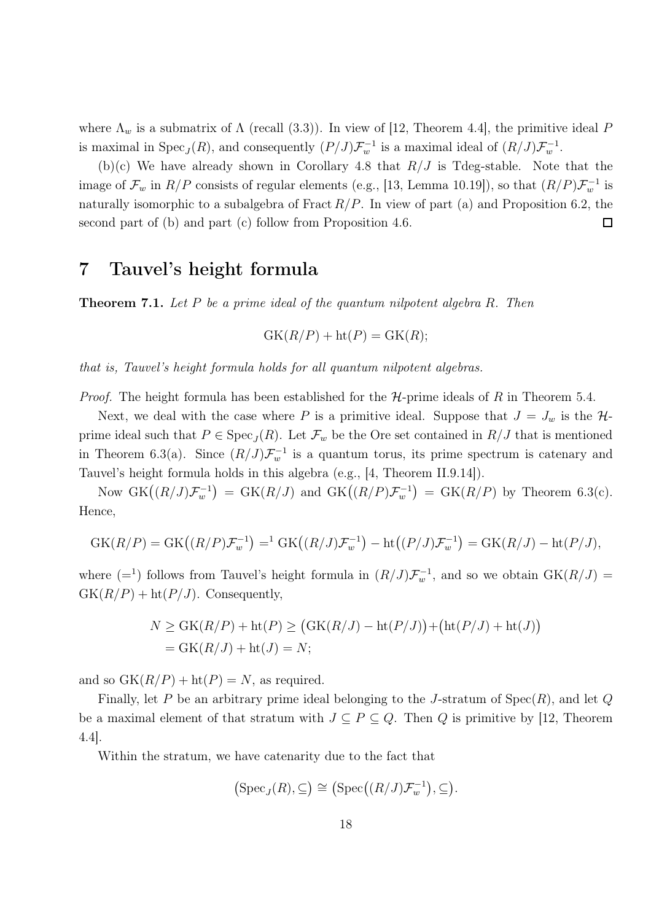where $\Lambda_w$ is a submatrix of $\Lambda$ (recall (3.3)). In view of [12, Theorem 4.4], the primitive ideal $P$ is maximal in $\operatorname{Spec}_J(R)$, and consequently $(P/J)\mathcal{F}_w^{-1}$ is a maximal ideal of $(R/J)\mathcal{F}_w^{-1}$.

(b)(c) We have already shown in Corollary 4.8 that $R/J$ is Tdeg-stable. Note that the image of $\mathcal{F}_w$ in $R/P$ consists of regular elements (e.g., [13, Lemma 10.19]), so that $(R/P)\mathcal{F}_w^{-1}$ is naturally isomorphic to a subalgebra of $\operatorname{Fract} R/P$. In view of part (a) and Proposition 6.2, the second part of (b) and part (c) follow from Proposition 4.6. □

# 7 Tauvel's height formula

**Theorem 7.1.** *Let $P$ be a prime ideal of the quantum nilpotent algebra $R$. Then*

$$\operatorname{GK}(R/P) + \operatorname{ht}(P) = \operatorname{GK}(R);$$

*that is, Tauvel's height formula holds for all quantum nilpotent algebras.*

*Proof.* The height formula has been established for the $\mathcal{H}$-prime ideals of $R$ in Theorem 5.4.

Next, we deal with the case where $P$ is a primitive ideal. Suppose that $J = J_w$ is the $\mathcal{H}$-prime ideal such that $P \in \operatorname{Spec}_J(R)$. Let $\mathcal{F}_w$ be the Ore set contained in $R/J$ that is mentioned in Theorem 6.3(a). Since $(R/J)\mathcal{F}_w^{-1}$ is a quantum torus, its prime spectrum is catenary and Tauvel's height formula holds in this algebra (e.g., [4, Theorem II.9.14]).

Now $\operatorname{GK}\big((R/J)\mathcal{F}_w^{-1}\big) = \operatorname{GK}(R/J)$ and $\operatorname{GK}\big((R/P)\mathcal{F}_w^{-1}\big) = \operatorname{GK}(R/P)$ by Theorem 6.3(c). Hence,

$$\operatorname{GK}(R/P) = \operatorname{GK}\big((R/P)\mathcal{F}_w^{-1}\big) =^1 \operatorname{GK}\big((R/J)\mathcal{F}_w^{-1}\big) - \operatorname{ht}\big((P/J)\mathcal{F}_w^{-1}\big) = \operatorname{GK}(R/J) - \operatorname{ht}(P/J),$$

where $(=^1)$ follows from Tauvel's height formula in $(R/J)\mathcal{F}_w^{-1}$, and so we obtain $\operatorname{GK}(R/J) = \operatorname{GK}(R/P) + \operatorname{ht}(P/J)$. Consequently,

$$\begin{aligned} N &\geq \operatorname{GK}(R/P) + \operatorname{ht}(P) \geq \big(\operatorname{GK}(R/J) - \operatorname{ht}(P/J)\big) + \big(\operatorname{ht}(P/J) + \operatorname{ht}(J)\big) \\ &= \operatorname{GK}(R/J) + \operatorname{ht}(J) = N; \end{aligned}$$

and so $\operatorname{GK}(R/P) + \operatorname{ht}(P) = N$, as required.

Finally, let $P$ be an arbitrary prime ideal belonging to the $J$-stratum of $\operatorname{Spec}(R)$, and let $Q$ be a maximal element of that stratum with $J \subseteq P \subseteq Q$. Then $Q$ is primitive by [12, Theorem 4.4].

Within the stratum, we have catenarity due to the fact that

$$\big(\operatorname{Spec}_J(R), \subseteq\big) \cong \big(\operatorname{Spec}\big((R/J)\mathcal{F}_w^{-1}\big), \subseteq\big).$$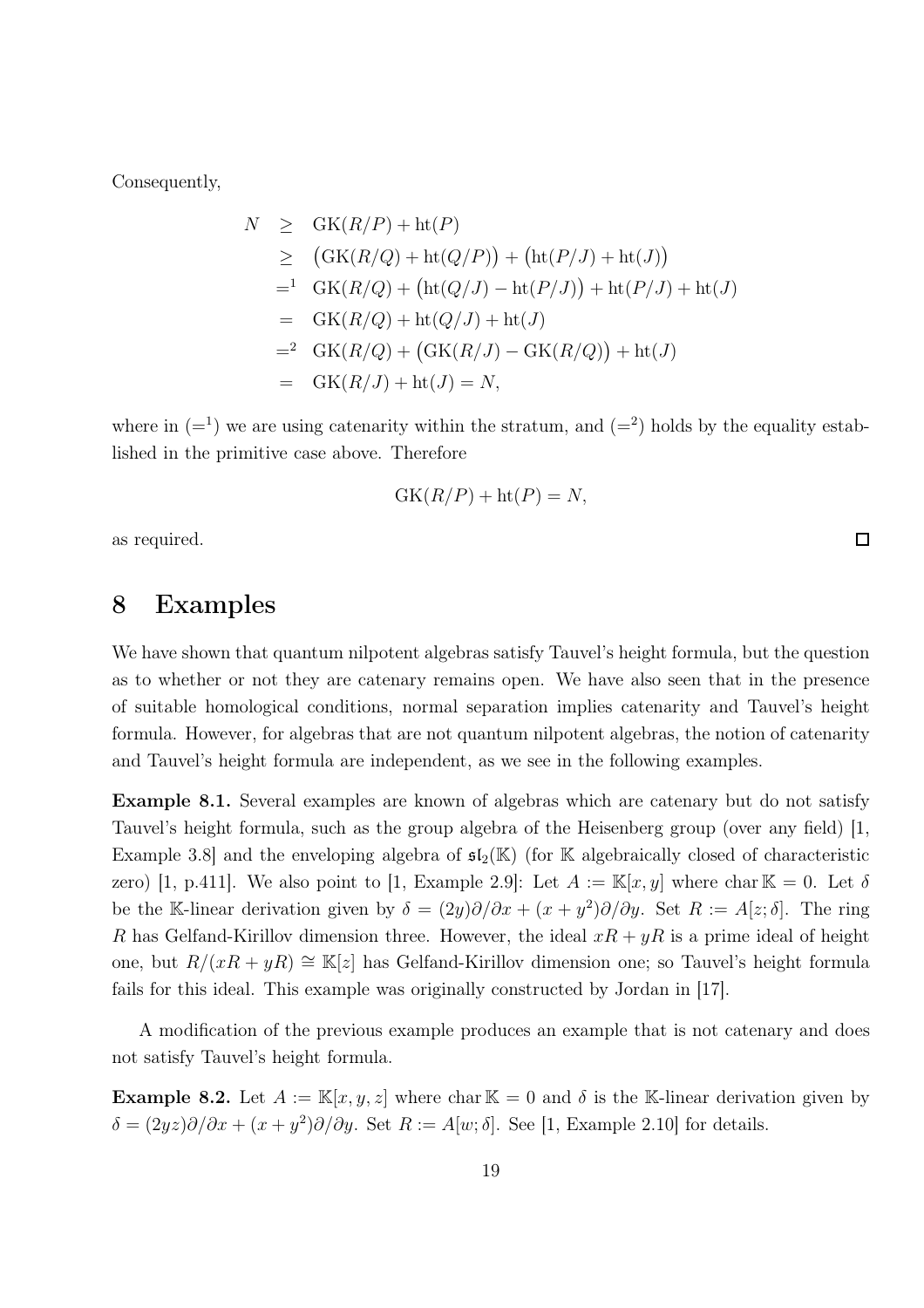Consequently,

$$
\begin{aligned}
N &\geq \mathrm{GK}(R/P) + \mathrm{ht}(P) \\
&\geq \big(\mathrm{GK}(R/Q) + \mathrm{ht}(Q/P)\big) + \big(\mathrm{ht}(P/J) + \mathrm{ht}(J)\big) \\
&=^1 \mathrm{GK}(R/Q) + \big(\mathrm{ht}(Q/J) - \mathrm{ht}(P/J)\big) + \mathrm{ht}(P/J) + \mathrm{ht}(J) \\
&= \mathrm{GK}(R/Q) + \mathrm{ht}(Q/J) + \mathrm{ht}(J) \\
&=^2 \mathrm{GK}(R/Q) + \big(\mathrm{GK}(R/J) - \mathrm{GK}(R/Q)\big) + \mathrm{ht}(J) \\
&= \mathrm{GK}(R/J) + \mathrm{ht}(J) = N,
\end{aligned}
$$

where in ($=^1$) we are using catenarity within the stratum, and ($=^2$) holds by the equality established in the primitive case above. Therefore

$$
\mathrm{GK}(R/P) + \mathrm{ht}(P) = N,
$$

as required. □

# 8 Examples

We have shown that quantum nilpotent algebras satisfy Tauvel's height formula, but the question as to whether or not they are catenary remains open. We have also seen that in the presence of suitable homological conditions, normal separation implies catenarity and Tauvel's height formula. However, for algebras that are not quantum nilpotent algebras, the notion of catenarity and Tauvel's height formula are independent, as we see in the following examples.

**Example 8.1.** Several examples are known of algebras which are catenary but do not satisfy Tauvel's height formula, such as the group algebra of the Heisenberg group (over any field) [1, Example 3.8] and the enveloping algebra of $\mathfrak{sl}_2(\mathbb{K})$ (for $\mathbb{K}$ algebraically closed of characteristic zero) [1, p.411]. We also point to [1, Example 2.9]: Let $A := \mathbb{K}[x, y]$ where $\operatorname{char}\mathbb{K} = 0$. Let $\delta$ be the $\mathbb{K}$-linear derivation given by $\delta = (2y)\partial/\partial x + (x + y^2)\partial/\partial y$. Set $R := A[z; \delta]$. The ring $R$ has Gelfand-Kirillov dimension three. However, the ideal $xR + yR$ is a prime ideal of height one, but $R/(xR + yR) \cong \mathbb{K}[z]$ has Gelfand-Kirillov dimension one; so Tauvel's height formula fails for this ideal. This example was originally constructed by Jordan in [17].

A modification of the previous example produces an example that is not catenary and does not satisfy Tauvel's height formula.

**Example 8.2.** Let $A := \mathbb{K}[x, y, z]$ where $\operatorname{char}\mathbb{K} = 0$ and $\delta$ is the $\mathbb{K}$-linear derivation given by $\delta = (2yz)\partial/\partial x + (x + y^2)\partial/\partial y$. Set $R := A[w; \delta]$. See [1, Example 2.10] for details.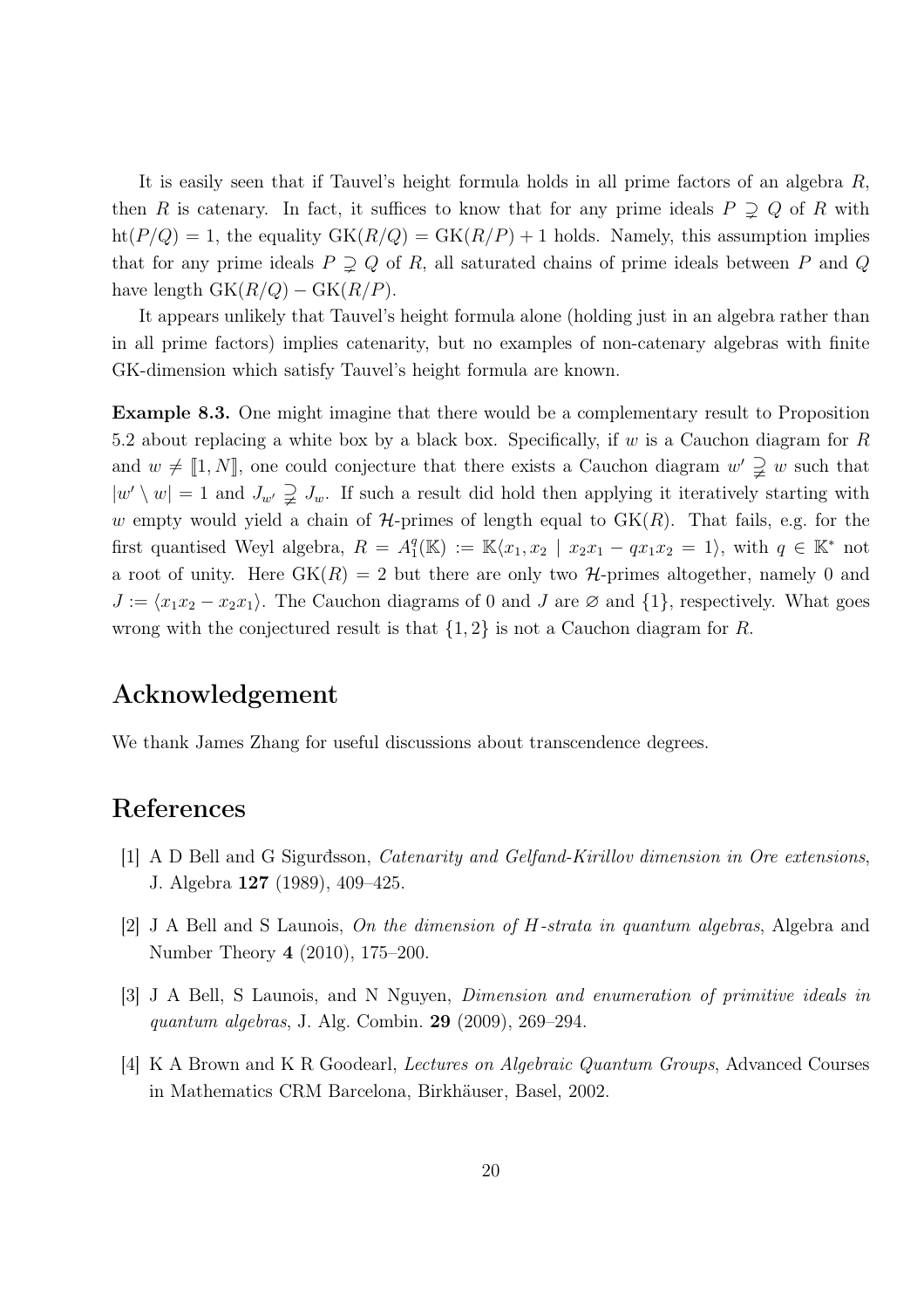It is easily seen that if Tauvel's height formula holds in all prime factors of an algebra $R$, then $R$ is catenary. In fact, it suffices to know that for any prime ideals $P \supsetneq Q$ of $R$ with $\mathrm{ht}(P/Q) = 1$, the equality $\mathrm{GK}(R/Q) = \mathrm{GK}(R/P) + 1$ holds. Namely, this assumption implies that for any prime ideals $P \supsetneq Q$ of $R$, all saturated chains of prime ideals between $P$ and $Q$ have length $\mathrm{GK}(R/Q) - \mathrm{GK}(R/P)$.

It appears unlikely that Tauvel's height formula alone (holding just in an algebra rather than in all prime factors) implies catenarity, but no examples of non-catenary algebras with finite GK-dimension which satisfy Tauvel's height formula are known.

**Example 8.3.** One might imagine that there would be a complementary result to Proposition 5.2 about replacing a white box by a black box. Specifically, if $w$ is a Cauchon diagram for $R$ and $w \neq [\![1, N]\!]$, one could conjecture that there exists a Cauchon diagram $w' \supsetneq w$ such that $|w' \setminus w| = 1$ and $J_{w'} \supsetneq J_w$. If such a result did hold then applying it iteratively starting with $w$ empty would yield a chain of $\mathcal{H}$-primes of length equal to $\mathrm{GK}(R)$. That fails, e.g. for the first quantised Weyl algebra, $R = A_1^q(\mathbb{K}) := \mathbb{K}\langle x_1, x_2 \mid x_2x_1 - qx_1x_2 = 1\rangle$, with $q \in \mathbb{K}^*$ not a root of unity. Here $\mathrm{GK}(R) = 2$ but there are only two $\mathcal{H}$-primes altogether, namely 0 and $J := \langle x_1x_2 - x_2x_1\rangle$. The Cauchon diagrams of 0 and $J$ are $\varnothing$ and $\{1\}$, respectively. What goes wrong with the conjectured result is that $\{1, 2\}$ is not a Cauchon diagram for $R$.

## Acknowledgement

We thank James Zhang for useful discussions about transcendence degrees.

## References

[1] A D Bell and G Sigurđsson, *Catenarity and Gelfand-Kirillov dimension in Ore extensions*, J. Algebra **127** (1989), 409–425.

[2] J A Bell and S Launois, *On the dimension of H-strata in quantum algebras*, Algebra and Number Theory **4** (2010), 175–200.

[3] J A Bell, S Launois, and N Nguyen, *Dimension and enumeration of primitive ideals in quantum algebras*, J. Alg. Combin. **29** (2009), 269–294.

[4] K A Brown and K R Goodearl, *Lectures on Algebraic Quantum Groups*, Advanced Courses in Mathematics CRM Barcelona, Birkhäuser, Basel, 2002.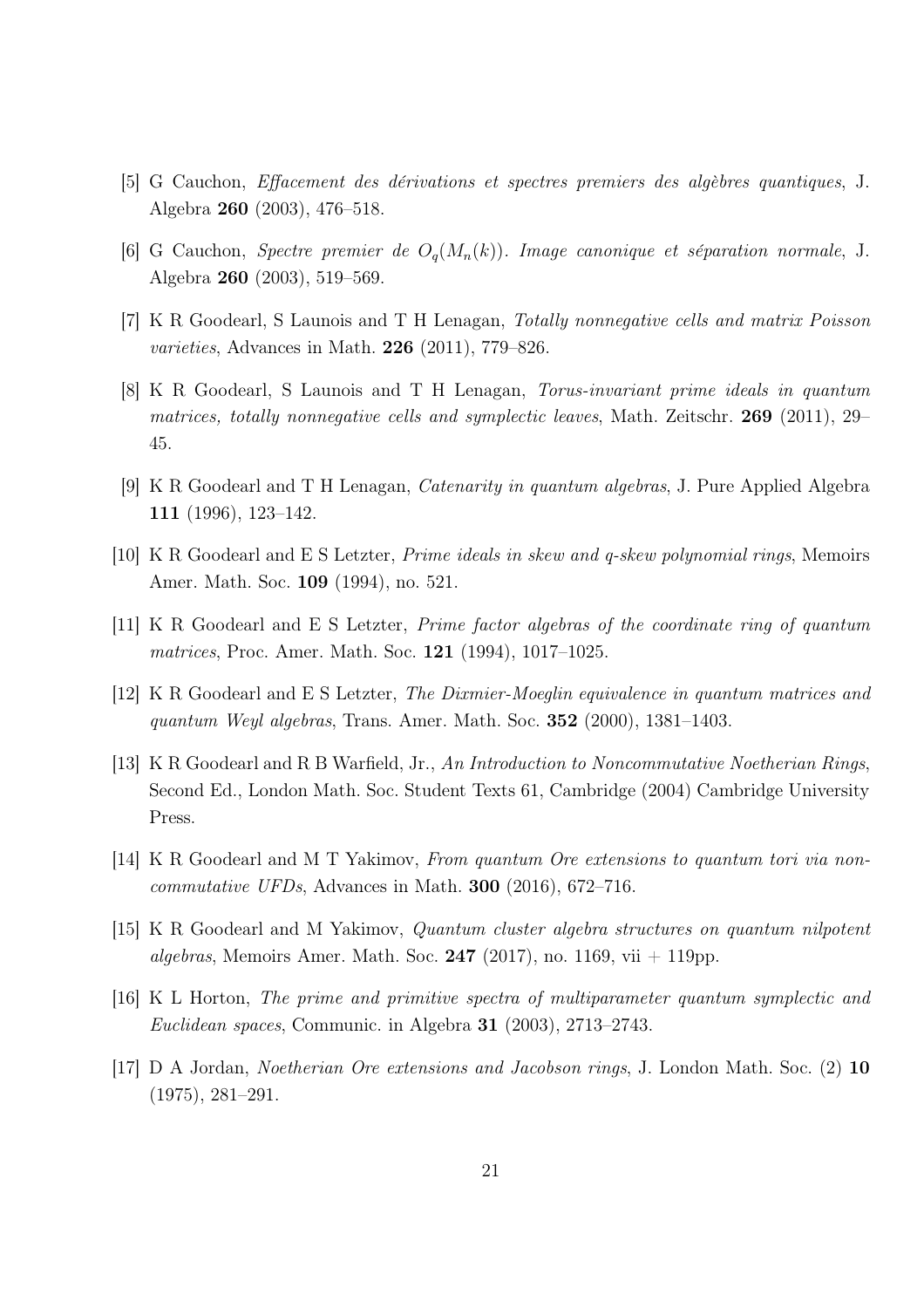[5] G Cauchon, *Effacement des dérivations et spectres premiers des algèbres quantiques*, J. Algebra **260** (2003), 476–518.

[6] G Cauchon, *Spectre premier de $O_q(M_n(k))$. Image canonique et séparation normale*, J. Algebra **260** (2003), 519–569.

[7] K R Goodearl, S Launois and T H Lenagan, *Totally nonnegative cells and matrix Poisson varieties*, Advances in Math. **226** (2011), 779–826.

[8] K R Goodearl, S Launois and T H Lenagan, *Torus-invariant prime ideals in quantum matrices, totally nonnegative cells and symplectic leaves*, Math. Zeitschr. **269** (2011), 29–45.

[9] K R Goodearl and T H Lenagan, *Catenarity in quantum algebras*, J. Pure Applied Algebra **111** (1996), 123–142.

[10] K R Goodearl and E S Letzter, *Prime ideals in skew and q-skew polynomial rings*, Memoirs Amer. Math. Soc. **109** (1994), no. 521.

[11] K R Goodearl and E S Letzter, *Prime factor algebras of the coordinate ring of quantum matrices*, Proc. Amer. Math. Soc. **121** (1994), 1017–1025.

[12] K R Goodearl and E S Letzter, *The Dixmier-Moeglin equivalence in quantum matrices and quantum Weyl algebras*, Trans. Amer. Math. Soc. **352** (2000), 1381–1403.

[13] K R Goodearl and R B Warfield, Jr., *An Introduction to Noncommutative Noetherian Rings*, Second Ed., London Math. Soc. Student Texts 61, Cambridge (2004) Cambridge University Press.

[14] K R Goodearl and M T Yakimov, *From quantum Ore extensions to quantum tori via noncommutative UFDs*, Advances in Math. **300** (2016), 672–716.

[15] K R Goodearl and M Yakimov, *Quantum cluster algebra structures on quantum nilpotent algebras*, Memoirs Amer. Math. Soc. **247** (2017), no. 1169, vii + 119pp.

[16] K L Horton, *The prime and primitive spectra of multiparameter quantum symplectic and Euclidean spaces*, Communic. in Algebra **31** (2003), 2713–2743.

[17] D A Jordan, *Noetherian Ore extensions and Jacobson rings*, J. London Math. Soc. (2) **10** (1975), 281–291.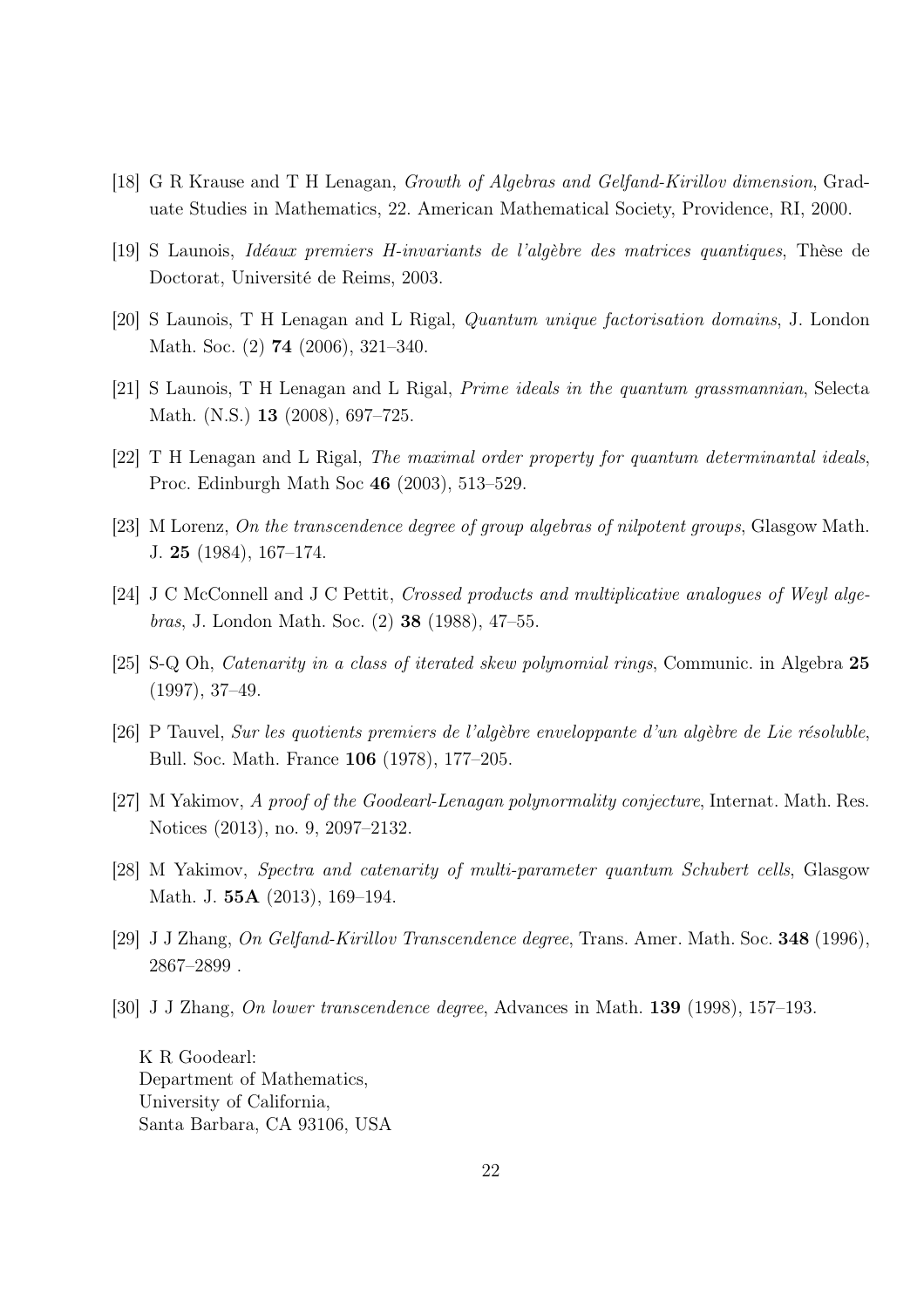[18] G R Krause and T H Lenagan, *Growth of Algebras and Gelfand-Kirillov dimension*, Graduate Studies in Mathematics, 22. American Mathematical Society, Providence, RI, 2000.

[19] S Launois, *Idéaux premiers H-invariants de l'algèbre des matrices quantiques*, Thèse de Doctorat, Université de Reims, 2003.

[20] S Launois, T H Lenagan and L Rigal, *Quantum unique factorisation domains*, J. London Math. Soc. (2) **74** (2006), 321–340.

[21] S Launois, T H Lenagan and L Rigal, *Prime ideals in the quantum grassmannian*, Selecta Math. (N.S.) **13** (2008), 697–725.

[22] T H Lenagan and L Rigal, *The maximal order property for quantum determinantal ideals*, Proc. Edinburgh Math Soc **46** (2003), 513–529.

[23] M Lorenz, *On the transcendence degree of group algebras of nilpotent groups*, Glasgow Math. J. **25** (1984), 167–174.

[24] J C McConnell and J C Pettit, *Crossed products and multiplicative analogues of Weyl algebras*, J. London Math. Soc. (2) **38** (1988), 47–55.

[25] S-Q Oh, *Catenarity in a class of iterated skew polynomial rings*, Communic. in Algebra **25** (1997), 37–49.

[26] P Tauvel, *Sur les quotients premiers de l'algèbre enveloppante d'un algèbre de Lie résoluble*, Bull. Soc. Math. France **106** (1978), 177–205.

[27] M Yakimov, *A proof of the Goodearl-Lenagan polynormality conjecture*, Internat. Math. Res. Notices (2013), no. 9, 2097–2132.

[28] M Yakimov, *Spectra and catenarity of multi-parameter quantum Schubert cells*, Glasgow Math. J. **55A** (2013), 169–194.

[29] J J Zhang, *On Gelfand-Kirillov Transcendence degree*, Trans. Amer. Math. Soc. **348** (1996), 2867–2899 .

[30] J J Zhang, *On lower transcendence degree*, Advances in Math. **139** (1998), 157–193.

K R Goodearl:
Department of Mathematics,
University of California,
Santa Barbara, CA 93106, USA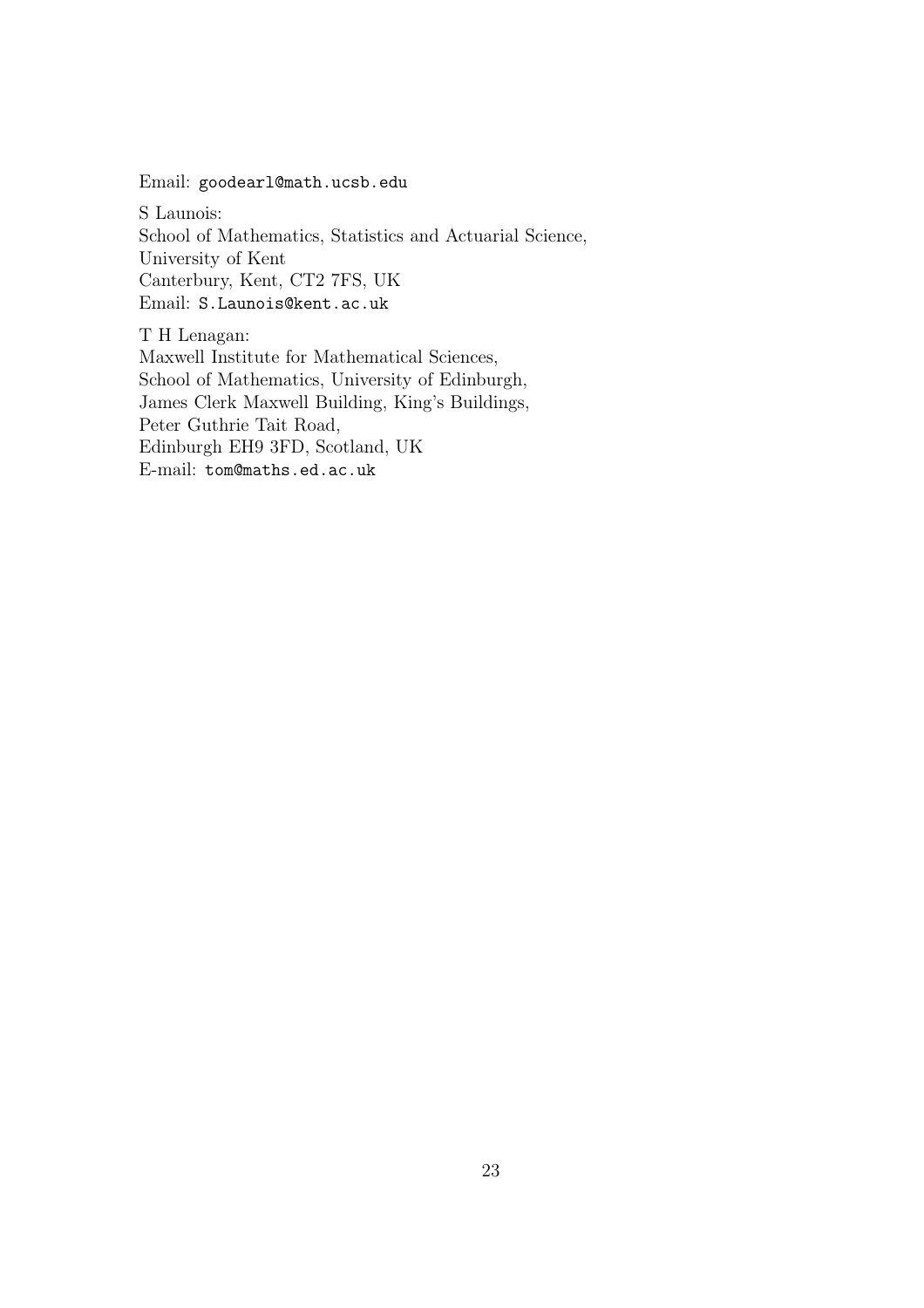Email: goodearl@math.ucsb.edu

S Launois:  
School of Mathematics, Statistics and Actuarial Science,  
University of Kent  
Canterbury, Kent, CT2 7FS, UK  
Email: S.Launois@kent.ac.uk

T H Lenagan:  
Maxwell Institute for Mathematical Sciences,  
School of Mathematics, University of Edinburgh,  
James Clerk Maxwell Building, King's Buildings,  
Peter Guthrie Tait Road,  
Edinburgh EH9 3FD, Scotland, UK  
E-mail: tom@maths.ed.ac.uk